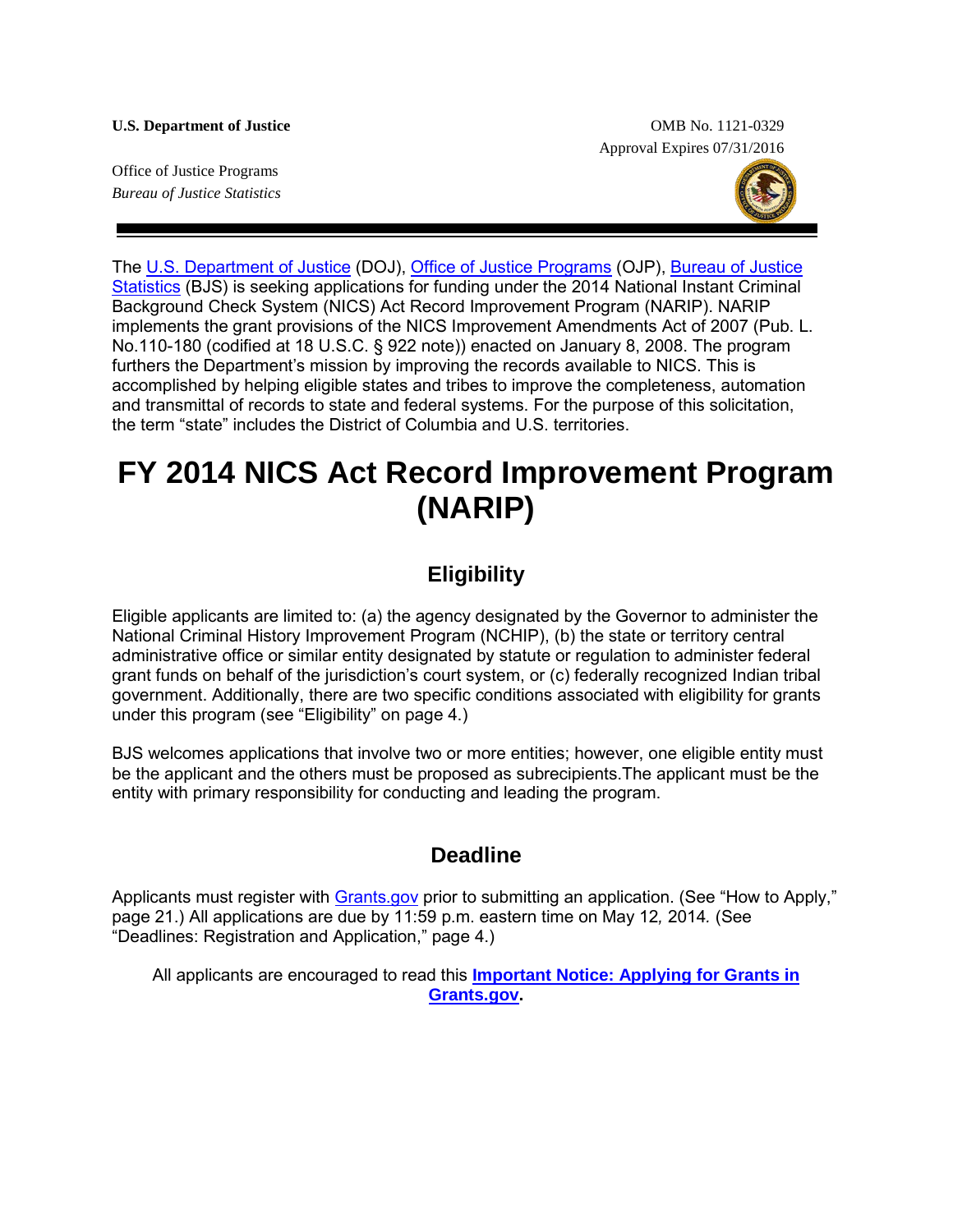**U.S. Department of Justice**

Office of Justice Programs
*Bureau of Justice Statistics*

OMB No. 1121-0329
Approval Expires 07/31/2016

The U.S. Department of Justice (DOJ), Office of Justice Programs (OJP), Bureau of Justice Statistics (BJS) is seeking applications for funding under the 2014 National Instant Criminal Background Check System (NICS) Act Record Improvement Program (NARIP). NARIP implements the grant provisions of the NICS Improvement Amendments Act of 2007 (Pub. L. No.110-180 (codified at 18 U.S.C. § 922 note)) enacted on January 8, 2008. The program furthers the Department's mission by improving the records available to NICS. This is accomplished by helping eligible states and tribes to improve the completeness, automation and transmittal of records to state and federal systems. For the purpose of this solicitation, the term "state" includes the District of Columbia and U.S. territories.

# FY 2014 NICS Act Record Improvement Program (NARIP)

## Eligibility

Eligible applicants are limited to: (a) the agency designated by the Governor to administer the National Criminal History Improvement Program (NCHIP), (b) the state or territory central administrative office or similar entity designated by statute or regulation to administer federal grant funds on behalf of the jurisdiction's court system, or (c) federally recognized Indian tribal government. Additionally, there are two specific conditions associated with eligibility for grants under this program (see "Eligibility" on page 4.)

BJS welcomes applications that involve two or more entities; however, one eligible entity must be the applicant and the others must be proposed as subrecipients.The applicant must be the entity with primary responsibility for conducting and leading the program.

## Deadline

Applicants must register with Grants.gov prior to submitting an application. (See "How to Apply," page 21.) All applications are due by 11:59 p.m. eastern time on May 12, 2014. (See "Deadlines: Registration and Application," page 4.)

All applicants are encouraged to read this **Important Notice: Applying for Grants in Grants.gov.**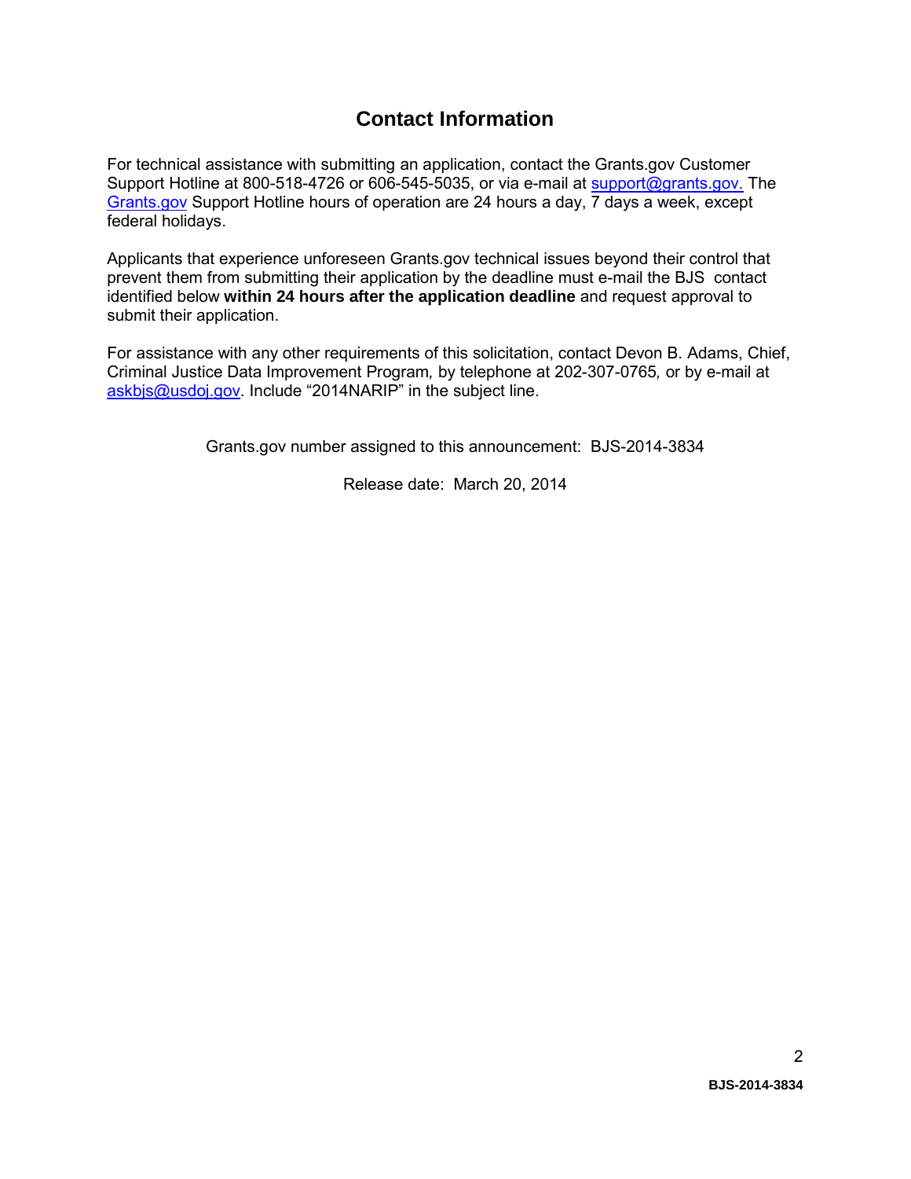## Contact Information

For technical assistance with submitting an application, contact the Grants.gov Customer Support Hotline at 800-518-4726 or 606-545-5035, or via e-mail at support@grants.gov. The Grants.gov Support Hotline hours of operation are 24 hours a day, 7 days a week, except federal holidays.

Applicants that experience unforeseen Grants.gov technical issues beyond their control that prevent them from submitting their application by the deadline must e-mail the BJS contact identified below **within 24 hours after the application deadline** and request approval to submit their application.

For assistance with any other requirements of this solicitation, contact Devon B. Adams, Chief, Criminal Justice Data Improvement Program, by telephone at 202-307-0765, or by e-mail at askbjs@usdoj.gov. Include "2014NARIP" in the subject line.

Grants.gov number assigned to this announcement: BJS-2014-3834

Release date: March 20, 2014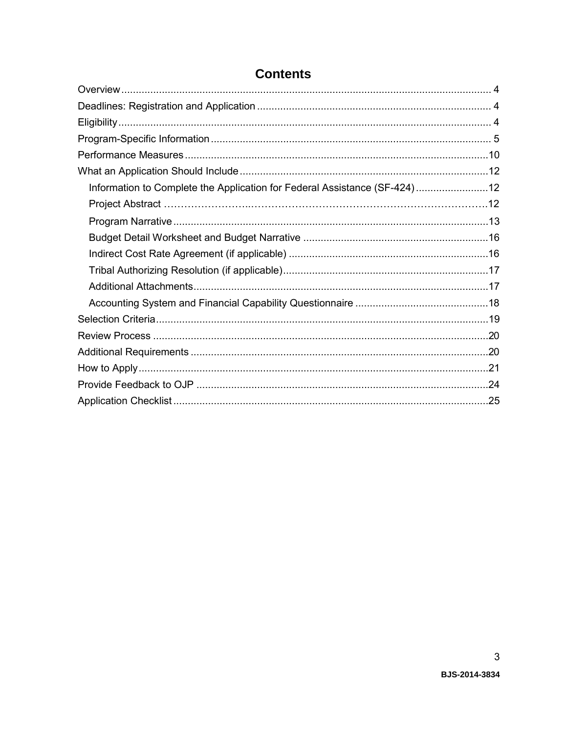# Contents

Overview ... 4
Deadlines: Registration and Application ... 4
Eligibility ... 4
Program-Specific Information ... 5
Performance Measures ... 10
What an Application Should Include ... 12
- Information to Complete the Application for Federal Assistance (SF-424) ... 12
- Project Abstract ... 12
- Program Narrative ... 13
- Budget Detail Worksheet and Budget Narrative ... 16
- Indirect Cost Rate Agreement (if applicable) ... 16
- Tribal Authorizing Resolution (if applicable) ... 17
- Additional Attachments ... 17
- Accounting System and Financial Capability Questionnaire ... 18

Selection Criteria ... 19
Review Process ... 20
Additional Requirements ... 20
How to Apply ... 21
Provide Feedback to OJP ... 24
Application Checklist ... 25

BJS-2014-3834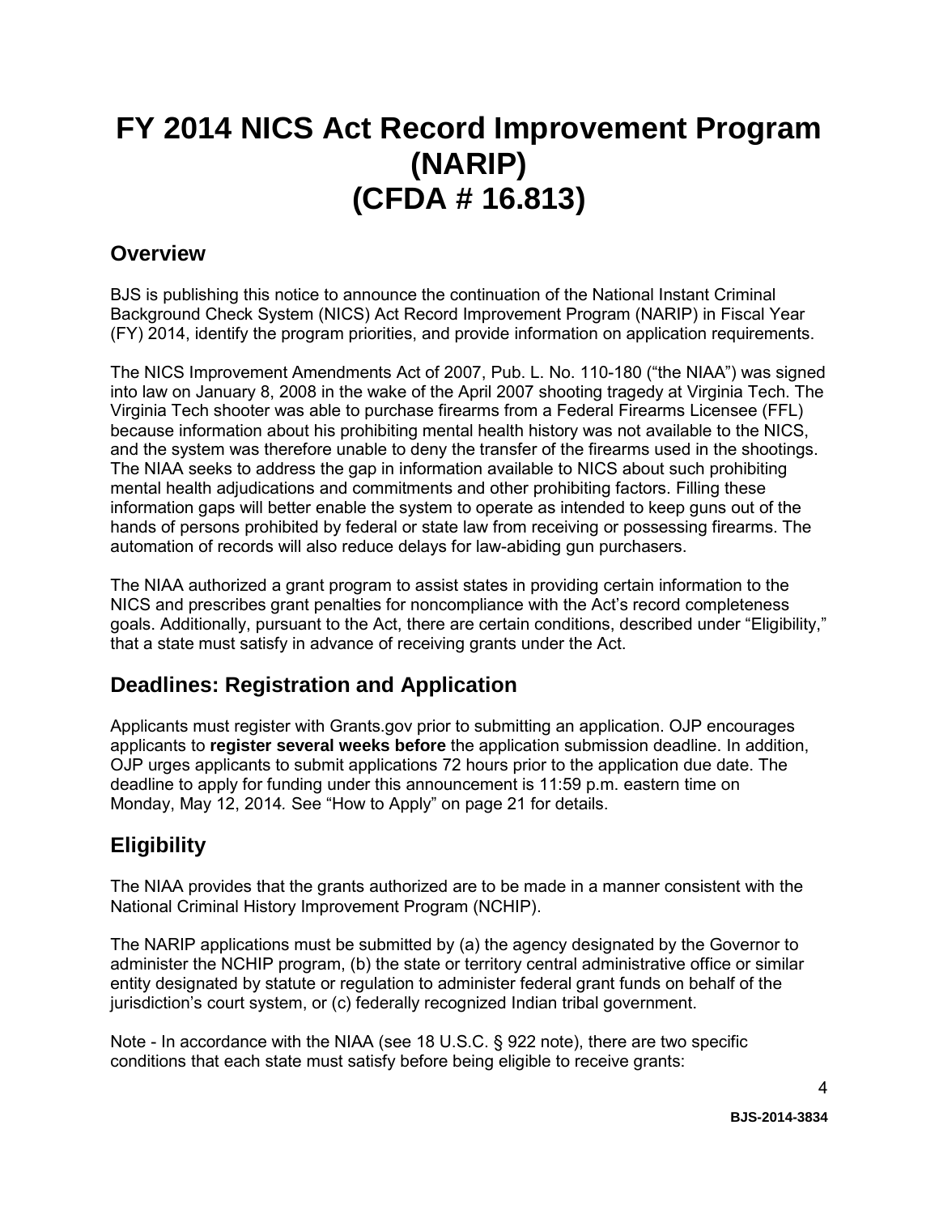# FY 2014 NICS Act Record Improvement Program (NARIP) (CFDA # 16.813)

## Overview

BJS is publishing this notice to announce the continuation of the National Instant Criminal Background Check System (NICS) Act Record Improvement Program (NARIP) in Fiscal Year (FY) 2014, identify the program priorities, and provide information on application requirements.

The NICS Improvement Amendments Act of 2007, Pub. L. No. 110-180 ("the NIAA") was signed into law on January 8, 2008 in the wake of the April 2007 shooting tragedy at Virginia Tech. The Virginia Tech shooter was able to purchase firearms from a Federal Firearms Licensee (FFL) because information about his prohibiting mental health history was not available to the NICS, and the system was therefore unable to deny the transfer of the firearms used in the shootings. The NIAA seeks to address the gap in information available to NICS about such prohibiting mental health adjudications and commitments and other prohibiting factors. Filling these information gaps will better enable the system to operate as intended to keep guns out of the hands of persons prohibited by federal or state law from receiving or possessing firearms. The automation of records will also reduce delays for law-abiding gun purchasers.

The NIAA authorized a grant program to assist states in providing certain information to the NICS and prescribes grant penalties for noncompliance with the Act's record completeness goals. Additionally, pursuant to the Act, there are certain conditions, described under "Eligibility," that a state must satisfy in advance of receiving grants under the Act.

## Deadlines: Registration and Application

Applicants must register with Grants.gov prior to submitting an application. OJP encourages applicants to **register several weeks before** the application submission deadline. In addition, OJP urges applicants to submit applications 72 hours prior to the application due date. The deadline to apply for funding under this announcement is 11:59 p.m. eastern time on Monday, May 12, 2014*.* See "How to Apply" on page 21 for details.

## Eligibility

The NIAA provides that the grants authorized are to be made in a manner consistent with the National Criminal History Improvement Program (NCHIP).

The NARIP applications must be submitted by (a) the agency designated by the Governor to administer the NCHIP program, (b) the state or territory central administrative office or similar entity designated by statute or regulation to administer federal grant funds on behalf of the jurisdiction's court system, or (c) federally recognized Indian tribal government.

Note - In accordance with the NIAA (see 18 U.S.C. § 922 note), there are two specific conditions that each state must satisfy before being eligible to receive grants: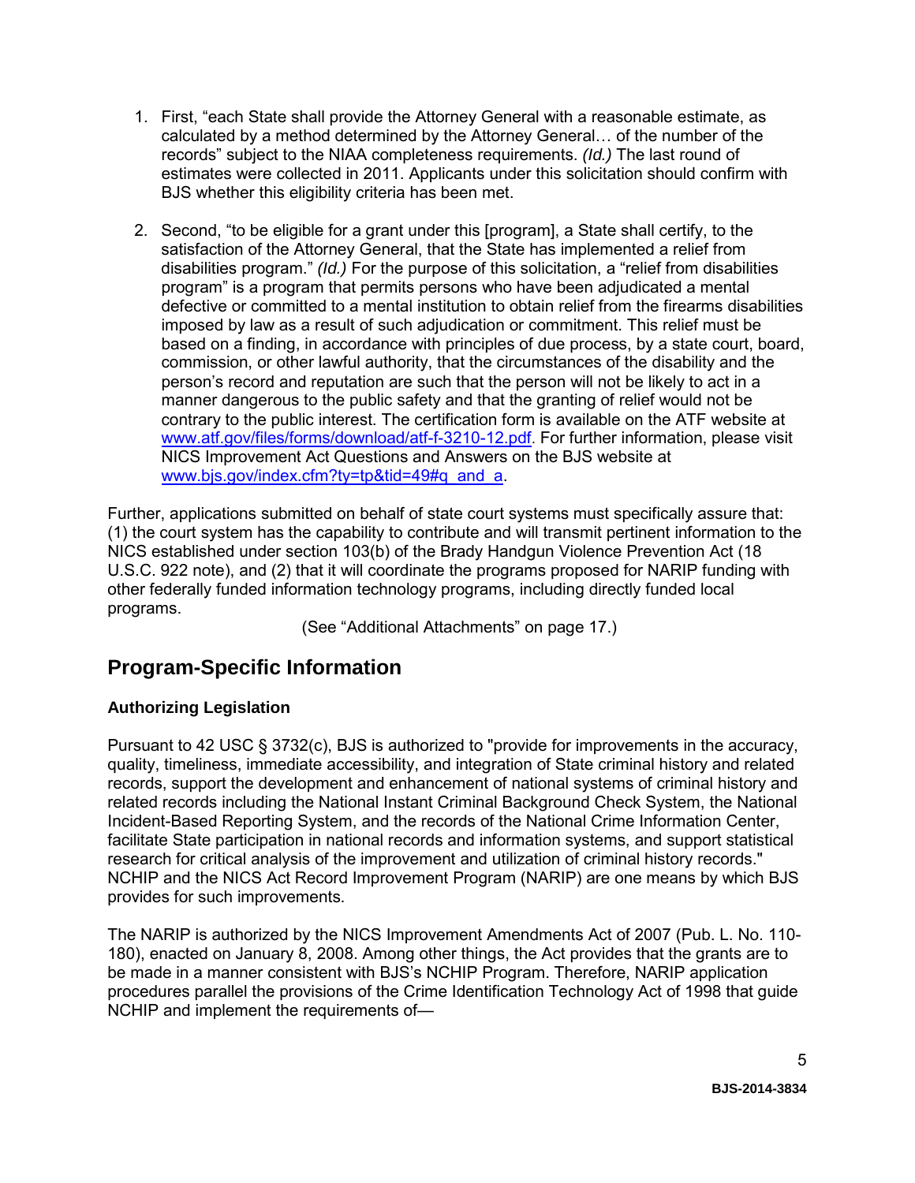1. First, "each State shall provide the Attorney General with a reasonable estimate, as calculated by a method determined by the Attorney General… of the number of the records" subject to the NIAA completeness requirements. *(Id.)* The last round of estimates were collected in 2011. Applicants under this solicitation should confirm with BJS whether this eligibility criteria has been met.

2. Second, "to be eligible for a grant under this [program], a State shall certify, to the satisfaction of the Attorney General, that the State has implemented a relief from disabilities program." *(Id.)* For the purpose of this solicitation, a "relief from disabilities program" is a program that permits persons who have been adjudicated a mental defective or committed to a mental institution to obtain relief from the firearms disabilities imposed by law as a result of such adjudication or commitment. This relief must be based on a finding, in accordance with principles of due process, by a state court, board, commission, or other lawful authority, that the circumstances of the disability and the person's record and reputation are such that the person will not be likely to act in a manner dangerous to the public safety and that the granting of relief would not be contrary to the public interest. The certification form is available on the ATF website at [www.atf.gov/files/forms/download/atf-f-3210-12.pdf](www.atf.gov/files/forms/download/atf-f-3210-12.pdf). For further information, please visit NICS Improvement Act Questions and Answers on the BJS website at [www.bjs.gov/index.cfm?ty=tp&tid=49#q_and_a](www.bjs.gov/index.cfm?ty=tp&tid=49#q_and_a).

Further, applications submitted on behalf of state court systems must specifically assure that: (1) the court system has the capability to contribute and will transmit pertinent information to the NICS established under section 103(b) of the Brady Handgun Violence Prevention Act (18 U.S.C. 922 note), and (2) that it will coordinate the programs proposed for NARIP funding with other federally funded information technology programs, including directly funded local programs.

(See "Additional Attachments" on page 17.)

## Program-Specific Information

**Authorizing Legislation**

Pursuant to 42 USC § 3732(c), BJS is authorized to "provide for improvements in the accuracy, quality, timeliness, immediate accessibility, and integration of State criminal history and related records, support the development and enhancement of national systems of criminal history and related records including the National Instant Criminal Background Check System, the National Incident-Based Reporting System, and the records of the National Crime Information Center, facilitate State participation in national records and information systems, and support statistical research for critical analysis of the improvement and utilization of criminal history records." NCHIP and the NICS Act Record Improvement Program (NARIP) are one means by which BJS provides for such improvements.

The NARIP is authorized by the NICS Improvement Amendments Act of 2007 (Pub. L. No. 110-180), enacted on January 8, 2008. Among other things, the Act provides that the grants are to be made in a manner consistent with BJS's NCHIP Program. Therefore, NARIP application procedures parallel the provisions of the Crime Identification Technology Act of 1998 that guide NCHIP and implement the requirements of—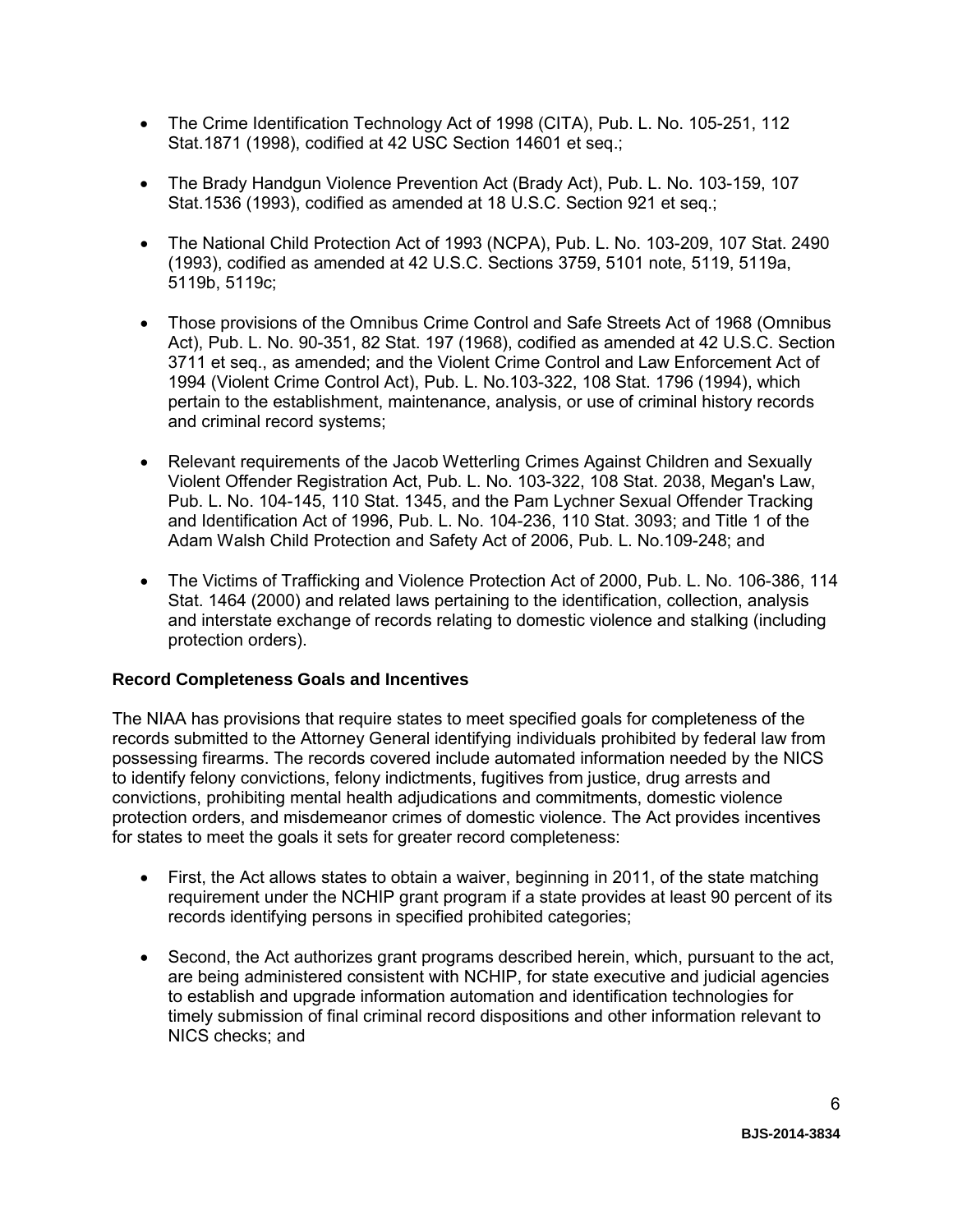- The Crime Identification Technology Act of 1998 (CITA), Pub. L. No. 105-251, 112 Stat.1871 (1998), codified at 42 USC Section 14601 et seq.;

- The Brady Handgun Violence Prevention Act (Brady Act), Pub. L. No. 103-159, 107 Stat.1536 (1993), codified as amended at 18 U.S.C. Section 921 et seq.;

- The National Child Protection Act of 1993 (NCPA), Pub. L. No. 103-209, 107 Stat. 2490 (1993), codified as amended at 42 U.S.C. Sections 3759, 5101 note, 5119, 5119a, 5119b, 5119c;

- Those provisions of the Omnibus Crime Control and Safe Streets Act of 1968 (Omnibus Act), Pub. L. No. 90-351, 82 Stat. 197 (1968), codified as amended at 42 U.S.C. Section 3711 et seq., as amended; and the Violent Crime Control and Law Enforcement Act of 1994 (Violent Crime Control Act), Pub. L. No.103-322, 108 Stat. 1796 (1994), which pertain to the establishment, maintenance, analysis, or use of criminal history records and criminal record systems;

- Relevant requirements of the Jacob Wetterling Crimes Against Children and Sexually Violent Offender Registration Act, Pub. L. No. 103-322, 108 Stat. 2038, Megan's Law, Pub. L. No. 104-145, 110 Stat. 1345, and the Pam Lychner Sexual Offender Tracking and Identification Act of 1996, Pub. L. No. 104-236, 110 Stat. 3093; and Title 1 of the Adam Walsh Child Protection and Safety Act of 2006, Pub. L. No.109-248; and

- The Victims of Trafficking and Violence Protection Act of 2000, Pub. L. No. 106-386, 114 Stat. 1464 (2000) and related laws pertaining to the identification, collection, analysis and interstate exchange of records relating to domestic violence and stalking (including protection orders).

**Record Completeness Goals and Incentives**

The NIAA has provisions that require states to meet specified goals for completeness of the records submitted to the Attorney General identifying individuals prohibited by federal law from possessing firearms. The records covered include automated information needed by the NICS to identify felony convictions, felony indictments, fugitives from justice, drug arrests and convictions, prohibiting mental health adjudications and commitments, domestic violence protection orders, and misdemeanor crimes of domestic violence. The Act provides incentives for states to meet the goals it sets for greater record completeness:

- First, the Act allows states to obtain a waiver, beginning in 2011, of the state matching requirement under the NCHIP grant program if a state provides at least 90 percent of its records identifying persons in specified prohibited categories;

- Second, the Act authorizes grant programs described herein, which, pursuant to the act, are being administered consistent with NCHIP, for state executive and judicial agencies to establish and upgrade information automation and identification technologies for timely submission of final criminal record dispositions and other information relevant to NICS checks; and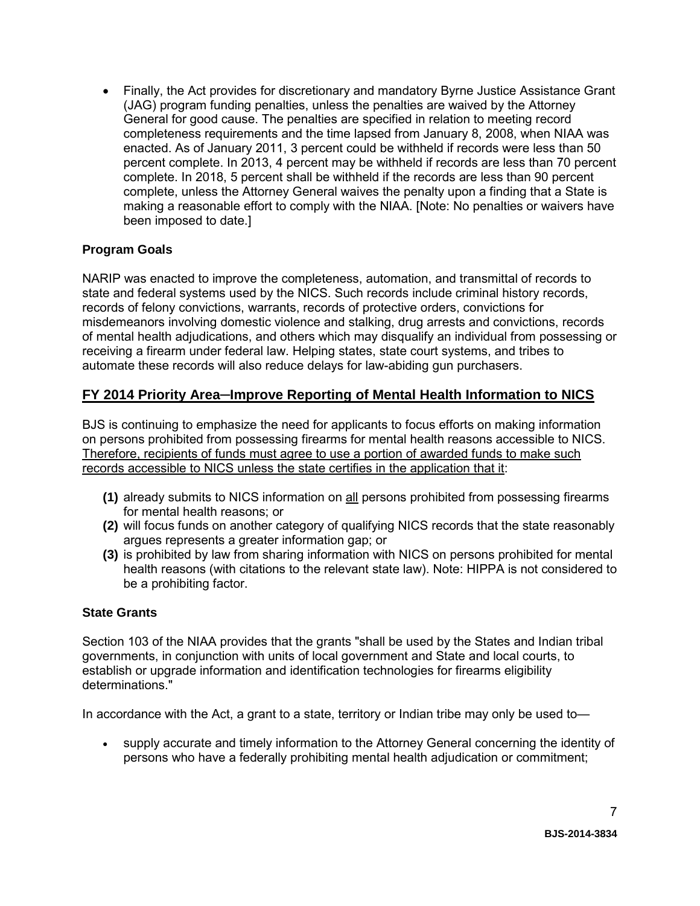- Finally, the Act provides for discretionary and mandatory Byrne Justice Assistance Grant (JAG) program funding penalties, unless the penalties are waived by the Attorney General for good cause. The penalties are specified in relation to meeting record completeness requirements and the time lapsed from January 8, 2008, when NIAA was enacted. As of January 2011, 3 percent could be withheld if records were less than 50 percent complete. In 2013, 4 percent may be withheld if records are less than 70 percent complete. In 2018, 5 percent shall be withheld if the records are less than 90 percent complete, unless the Attorney General waives the penalty upon a finding that a State is making a reasonable effort to comply with the NIAA. [Note: No penalties or waivers have been imposed to date.]

### Program Goals

NARIP was enacted to improve the completeness, automation, and transmittal of records to state and federal systems used by the NICS. Such records include criminal history records, records of felony convictions, warrants, records of protective orders, convictions for misdemeanors involving domestic violence and stalking, drug arrests and convictions, records of mental health adjudications, and others which may disqualify an individual from possessing or receiving a firearm under federal law. Helping states, state court systems, and tribes to automate these records will also reduce delays for law-abiding gun purchasers.

## FY 2014 Priority Area—Improve Reporting of Mental Health Information to NICS

BJS is continuing to emphasize the need for applicants to focus efforts on making information on persons prohibited from possessing firearms for mental health reasons accessible to NICS. Therefore, recipients of funds must agree to use a portion of awarded funds to make such records accessible to NICS unless the state certifies in the application that it:

**(1)** already submits to NICS information on all persons prohibited from possessing firearms for mental health reasons; or
**(2)** will focus funds on another category of qualifying NICS records that the state reasonably argues represents a greater information gap; or
**(3)** is prohibited by law from sharing information with NICS on persons prohibited for mental health reasons (with citations to the relevant state law). Note: HIPPA is not considered to be a prohibiting factor.

### State Grants

Section 103 of the NIAA provides that the grants "shall be used by the States and Indian tribal governments, in conjunction with units of local government and State and local courts, to establish or upgrade information and identification technologies for firearms eligibility determinations."

In accordance with the Act, a grant to a state, territory or Indian tribe may only be used to—

- supply accurate and timely information to the Attorney General concerning the identity of persons who have a federally prohibiting mental health adjudication or commitment;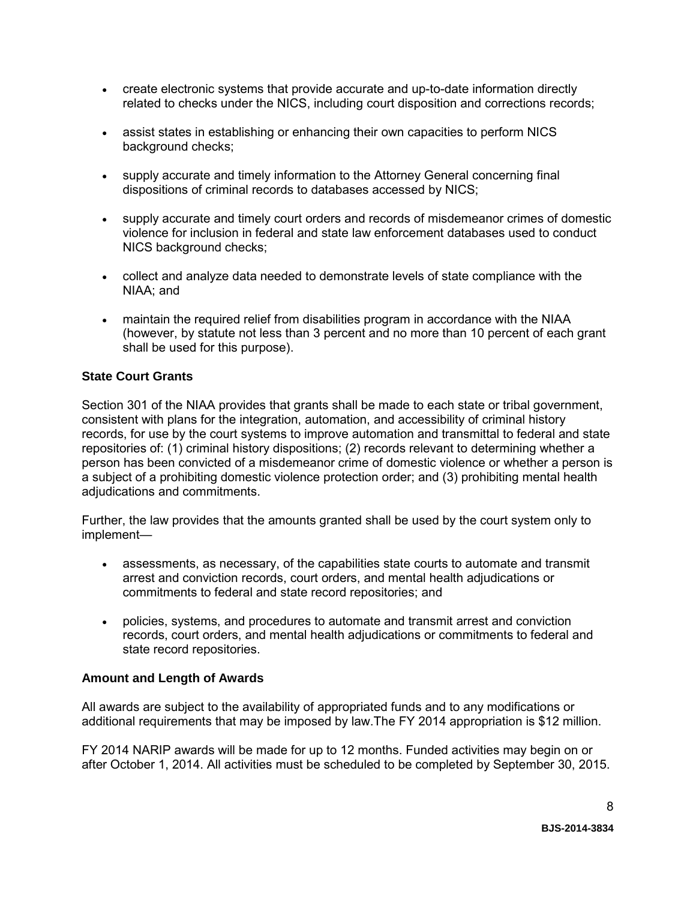- create electronic systems that provide accurate and up-to-date information directly related to checks under the NICS, including court disposition and corrections records;
- assist states in establishing or enhancing their own capacities to perform NICS background checks;
- supply accurate and timely information to the Attorney General concerning final dispositions of criminal records to databases accessed by NICS;
- supply accurate and timely court orders and records of misdemeanor crimes of domestic violence for inclusion in federal and state law enforcement databases used to conduct NICS background checks;
- collect and analyze data needed to demonstrate levels of state compliance with the NIAA; and
- maintain the required relief from disabilities program in accordance with the NIAA (however, by statute not less than 3 percent and no more than 10 percent of each grant shall be used for this purpose).

**State Court Grants**

Section 301 of the NIAA provides that grants shall be made to each state or tribal government, consistent with plans for the integration, automation, and accessibility of criminal history records, for use by the court systems to improve automation and transmittal to federal and state repositories of: (1) criminal history dispositions; (2) records relevant to determining whether a person has been convicted of a misdemeanor crime of domestic violence or whether a person is a subject of a prohibiting domestic violence protection order; and (3) prohibiting mental health adjudications and commitments.

Further, the law provides that the amounts granted shall be used by the court system only to implement—

- assessments, as necessary, of the capabilities state courts to automate and transmit arrest and conviction records, court orders, and mental health adjudications or commitments to federal and state record repositories; and
- policies, systems, and procedures to automate and transmit arrest and conviction records, court orders, and mental health adjudications or commitments to federal and state record repositories.

**Amount and Length of Awards**

All awards are subject to the availability of appropriated funds and to any modifications or additional requirements that may be imposed by law.The FY 2014 appropriation is $12 million.

FY 2014 NARIP awards will be made for up to 12 months. Funded activities may begin on or after October 1, 2014. All activities must be scheduled to be completed by September 30, 2015.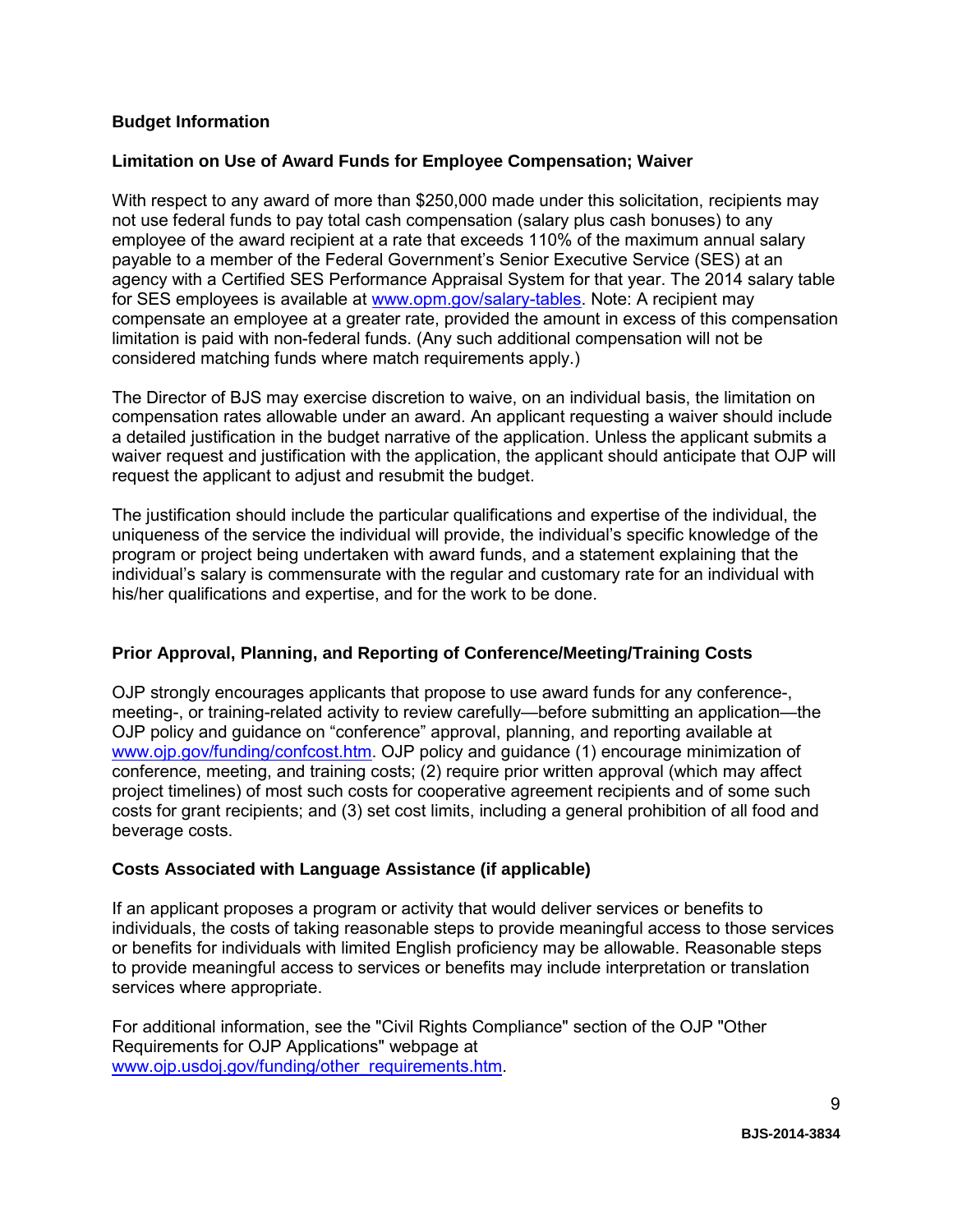## Budget Information

### Limitation on Use of Award Funds for Employee Compensation; Waiver

With respect to any award of more than $250,000 made under this solicitation, recipients may not use federal funds to pay total cash compensation (salary plus cash bonuses) to any employee of the award recipient at a rate that exceeds 110% of the maximum annual salary payable to a member of the Federal Government's Senior Executive Service (SES) at an agency with a Certified SES Performance Appraisal System for that year. The 2014 salary table for SES employees is available at [www.opm.gov/salary-tables](http://www.opm.gov/salary-tables). Note: A recipient may compensate an employee at a greater rate, provided the amount in excess of this compensation limitation is paid with non-federal funds. (Any such additional compensation will not be considered matching funds where match requirements apply.)

The Director of BJS may exercise discretion to waive, on an individual basis, the limitation on compensation rates allowable under an award. An applicant requesting a waiver should include a detailed justification in the budget narrative of the application. Unless the applicant submits a waiver request and justification with the application, the applicant should anticipate that OJP will request the applicant to adjust and resubmit the budget.

The justification should include the particular qualifications and expertise of the individual, the uniqueness of the service the individual will provide, the individual's specific knowledge of the program or project being undertaken with award funds, and a statement explaining that the individual's salary is commensurate with the regular and customary rate for an individual with his/her qualifications and expertise, and for the work to be done.

### Prior Approval, Planning, and Reporting of Conference/Meeting/Training Costs

OJP strongly encourages applicants that propose to use award funds for any conference-, meeting-, or training-related activity to review carefully—before submitting an application—the OJP policy and guidance on "conference" approval, planning, and reporting available at [www.ojp.gov/funding/confcost.htm](http://www.ojp.gov/funding/confcost.htm). OJP policy and guidance (1) encourage minimization of conference, meeting, and training costs; (2) require prior written approval (which may affect project timelines) of most such costs for cooperative agreement recipients and of some such costs for grant recipients; and (3) set cost limits, including a general prohibition of all food and beverage costs.

### Costs Associated with Language Assistance (if applicable)

If an applicant proposes a program or activity that would deliver services or benefits to individuals, the costs of taking reasonable steps to provide meaningful access to those services or benefits for individuals with limited English proficiency may be allowable. Reasonable steps to provide meaningful access to services or benefits may include interpretation or translation services where appropriate.

For additional information, see the "Civil Rights Compliance" section of the OJP "Other Requirements for OJP Applications" webpage at [www.ojp.usdoj.gov/funding/other_requirements.htm](http://www.ojp.usdoj.gov/funding/other_requirements.htm).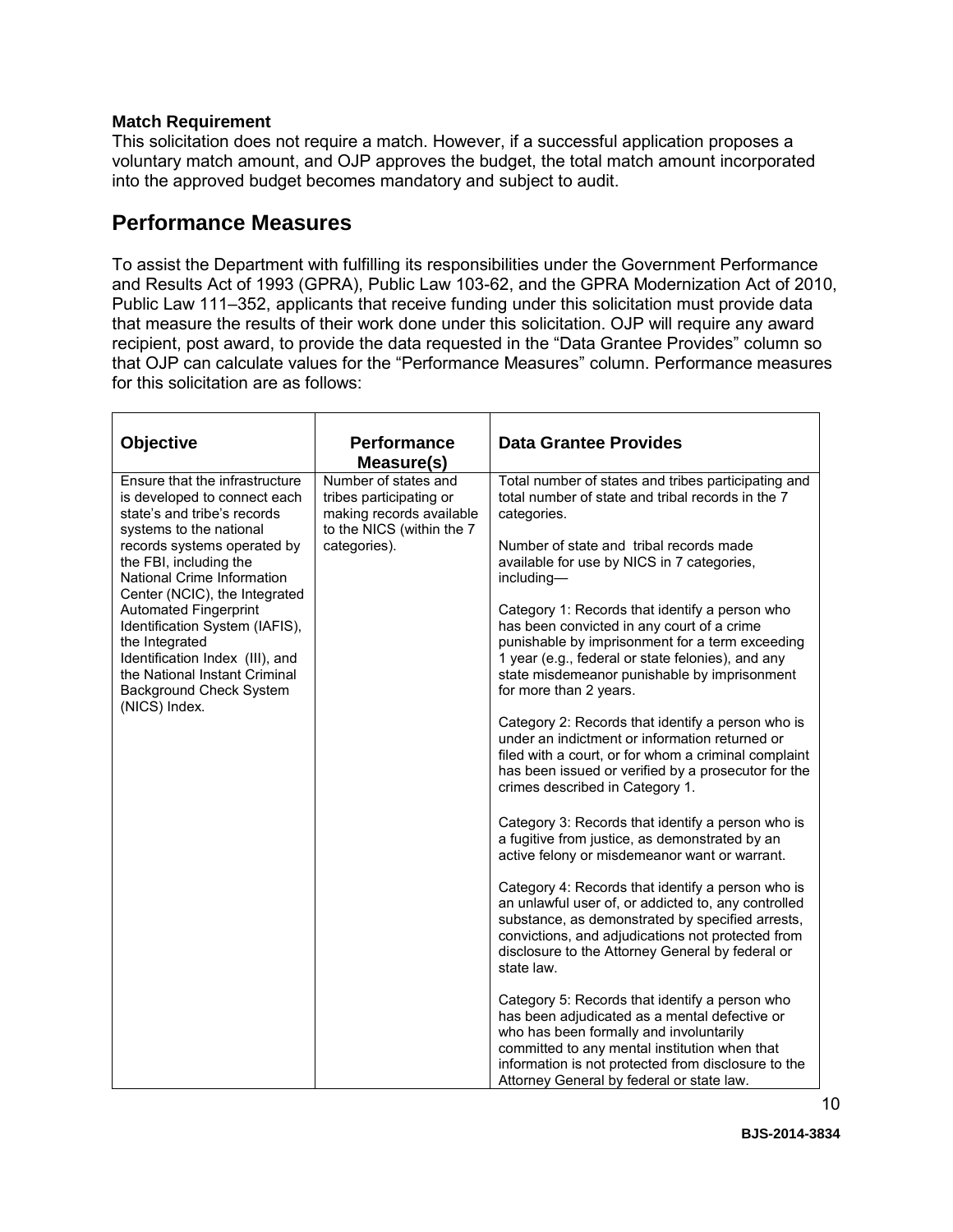**Match Requirement**
This solicitation does not require a match. However, if a successful application proposes a voluntary match amount, and OJP approves the budget, the total match amount incorporated into the approved budget becomes mandatory and subject to audit.

## Performance Measures

To assist the Department with fulfilling its responsibilities under the Government Performance and Results Act of 1993 (GPRA), Public Law 103-62, and the GPRA Modernization Act of 2010, Public Law 111–352, applicants that receive funding under this solicitation must provide data that measure the results of their work done under this solicitation. OJP will require any award recipient, post award, to provide the data requested in the "Data Grantee Provides" column so that OJP can calculate values for the "Performance Measures" column. Performance measures for this solicitation are as follows:

| Objective | Performance Measure(s) | Data Grantee Provides |
|---|---|---|
| Ensure that the infrastructure is developed to connect each state's and tribe's records systems to the national records systems operated by the FBI, including the National Crime Information Center (NCIC), the Integrated Automated Fingerprint Identification System (IAFIS), the Integrated Identification Index (III), and the National Instant Criminal Background Check System (NICS) Index. | Number of states and tribes participating or making records available to the NICS (within the 7 categories). | Total number of states and tribes participating and total number of state and tribal records in the 7 categories.<br><br>Number of state and tribal records made available for use by NICS in 7 categories, including—<br><br>Category 1: Records that identify a person who has been convicted in any court of a crime punishable by imprisonment for a term exceeding 1 year (e.g., federal or state felonies), and any state misdemeanor punishable by imprisonment for more than 2 years.<br><br>Category 2: Records that identify a person who is under an indictment or information returned or filed with a court, or for whom a criminal complaint has been issued or verified by a prosecutor for the crimes described in Category 1.<br><br>Category 3: Records that identify a person who is a fugitive from justice, as demonstrated by an active felony or misdemeanor want or warrant.<br><br>Category 4: Records that identify a person who is an unlawful user of, or addicted to, any controlled substance, as demonstrated by specified arrests, convictions, and adjudications not protected from disclosure to the Attorney General by federal or state law.<br><br>Category 5: Records that identify a person who has been adjudicated as a mental defective or who has been formally and involuntarily committed to any mental institution when that information is not protected from disclosure to the Attorney General by federal or state law. |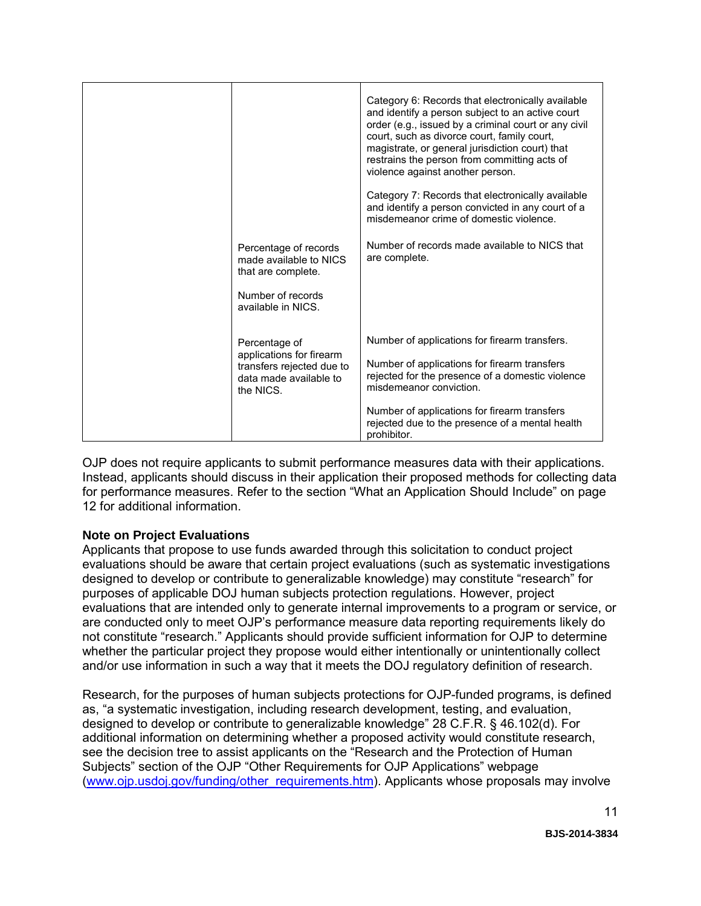| | | |
|---|---|---|
| | | Category 6: Records that electronically available and identify a person subject to an active court order (e.g., issued by a criminal court or any civil court, such as divorce court, family court, magistrate, or general jurisdiction court) that restrains the person from committing acts of violence against another person.<br><br>Category 7: Records that electronically available and identify a person convicted in any court of a misdemeanor crime of domestic violence. |
| | Percentage of records made available to NICS that are complete.<br><br>Number of records available in NICS. | Number of records made available to NICS that are complete. |
| | Percentage of applications for firearm transfers rejected due to data made available to the NICS. | Number of applications for firearm transfers.<br><br>Number of applications for firearm transfers rejected for the presence of a domestic violence misdemeanor conviction.<br><br>Number of applications for firearm transfers rejected due to the presence of a mental health prohibitor. |

OJP does not require applicants to submit performance measures data with their applications. Instead, applicants should discuss in their application their proposed methods for collecting data for performance measures. Refer to the section "What an Application Should Include" on page 12 for additional information.

**Note on Project Evaluations**

Applicants that propose to use funds awarded through this solicitation to conduct project evaluations should be aware that certain project evaluations (such as systematic investigations designed to develop or contribute to generalizable knowledge) may constitute "research" for purposes of applicable DOJ human subjects protection regulations. However, project evaluations that are intended only to generate internal improvements to a program or service, or are conducted only to meet OJP's performance measure data reporting requirements likely do not constitute "research." Applicants should provide sufficient information for OJP to determine whether the particular project they propose would either intentionally or unintentionally collect and/or use information in such a way that it meets the DOJ regulatory definition of research.

Research, for the purposes of human subjects protections for OJP-funded programs, is defined as, "a systematic investigation, including research development, testing, and evaluation, designed to develop or contribute to generalizable knowledge" 28 C.F.R. § 46.102(d). For additional information on determining whether a proposed activity would constitute research, see the decision tree to assist applicants on the "Research and the Protection of Human Subjects" section of the OJP "Other Requirements for OJP Applications" webpage (www.ojp.usdoj.gov/funding/other_requirements.htm). Applicants whose proposals may involve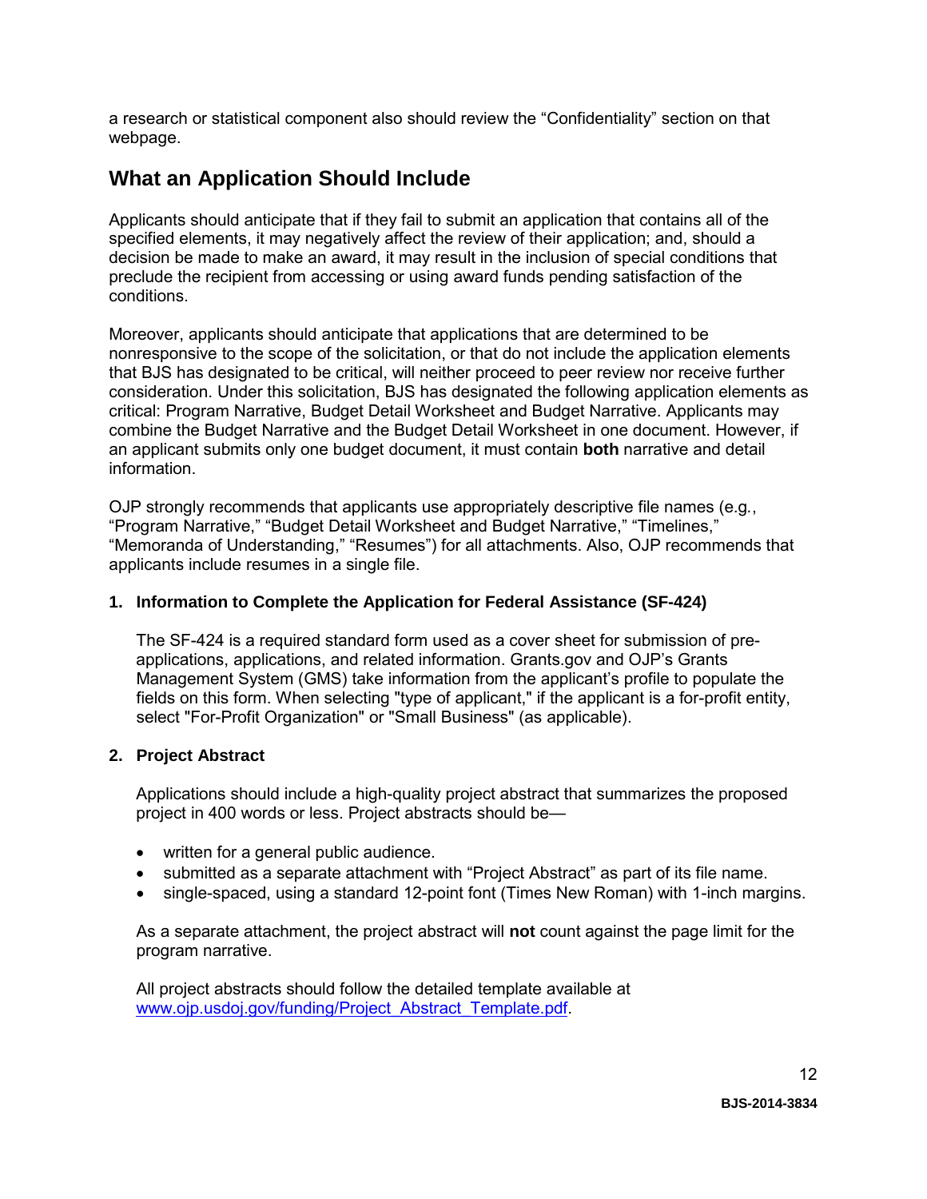a research or statistical component also should review the "Confidentiality" section on that webpage.

## What an Application Should Include

Applicants should anticipate that if they fail to submit an application that contains all of the specified elements, it may negatively affect the review of their application; and, should a decision be made to make an award, it may result in the inclusion of special conditions that preclude the recipient from accessing or using award funds pending satisfaction of the conditions.

Moreover, applicants should anticipate that applications that are determined to be nonresponsive to the scope of the solicitation, or that do not include the application elements that BJS has designated to be critical, will neither proceed to peer review nor receive further consideration. Under this solicitation, BJS has designated the following application elements as critical: Program Narrative, Budget Detail Worksheet and Budget Narrative. Applicants may combine the Budget Narrative and the Budget Detail Worksheet in one document. However, if an applicant submits only one budget document, it must contain **both** narrative and detail information.

OJP strongly recommends that applicants use appropriately descriptive file names (e.g., "Program Narrative," "Budget Detail Worksheet and Budget Narrative," "Timelines," "Memoranda of Understanding," "Resumes") for all attachments. Also, OJP recommends that applicants include resumes in a single file.

### 1. Information to Complete the Application for Federal Assistance (SF-424)

The SF-424 is a required standard form used as a cover sheet for submission of pre-applications, applications, and related information. Grants.gov and OJP's Grants Management System (GMS) take information from the applicant's profile to populate the fields on this form. When selecting "type of applicant," if the applicant is a for-profit entity, select "For-Profit Organization" or "Small Business" (as applicable).

### 2. Project Abstract

Applications should include a high-quality project abstract that summarizes the proposed project in 400 words or less. Project abstracts should be—

- written for a general public audience.
- submitted as a separate attachment with "Project Abstract" as part of its file name.
- single-spaced, using a standard 12-point font (Times New Roman) with 1-inch margins.

As a separate attachment, the project abstract will **not** count against the page limit for the program narrative.

All project abstracts should follow the detailed template available at [www.ojp.usdoj.gov/funding/Project_Abstract_Template.pdf](www.ojp.usdoj.gov/funding/Project_Abstract_Template.pdf).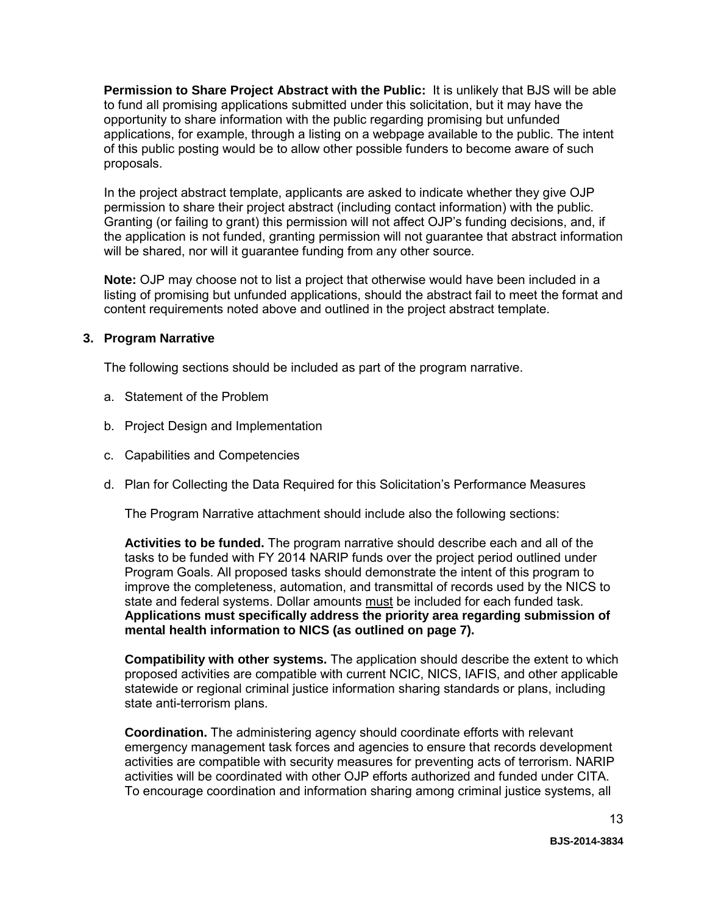**Permission to Share Project Abstract with the Public:** It is unlikely that BJS will be able to fund all promising applications submitted under this solicitation, but it may have the opportunity to share information with the public regarding promising but unfunded applications, for example, through a listing on a webpage available to the public. The intent of this public posting would be to allow other possible funders to become aware of such proposals.

In the project abstract template, applicants are asked to indicate whether they give OJP permission to share their project abstract (including contact information) with the public. Granting (or failing to grant) this permission will not affect OJP's funding decisions, and, if the application is not funded, granting permission will not guarantee that abstract information will be shared, nor will it guarantee funding from any other source.

**Note:** OJP may choose not to list a project that otherwise would have been included in a listing of promising but unfunded applications, should the abstract fail to meet the format and content requirements noted above and outlined in the project abstract template.

### 3. Program Narrative

The following sections should be included as part of the program narrative.

a. Statement of the Problem

b. Project Design and Implementation

c. Capabilities and Competencies

d. Plan for Collecting the Data Required for this Solicitation's Performance Measures

The Program Narrative attachment should include also the following sections:

**Activities to be funded.** The program narrative should describe each and all of the tasks to be funded with FY 2014 NARIP funds over the project period outlined under Program Goals. All proposed tasks should demonstrate the intent of this program to improve the completeness, automation, and transmittal of records used by the NICS to state and federal systems. Dollar amounts <u>must</u> be included for each funded task. **Applications must specifically address the priority area regarding submission of mental health information to NICS (as outlined on page 7).**

**Compatibility with other systems.** The application should describe the extent to which proposed activities are compatible with current NCIC, NICS, IAFIS, and other applicable statewide or regional criminal justice information sharing standards or plans, including state anti-terrorism plans.

**Coordination.** The administering agency should coordinate efforts with relevant emergency management task forces and agencies to ensure that records development activities are compatible with security measures for preventing acts of terrorism. NARIP activities will be coordinated with other OJP efforts authorized and funded under CITA. To encourage coordination and information sharing among criminal justice systems, all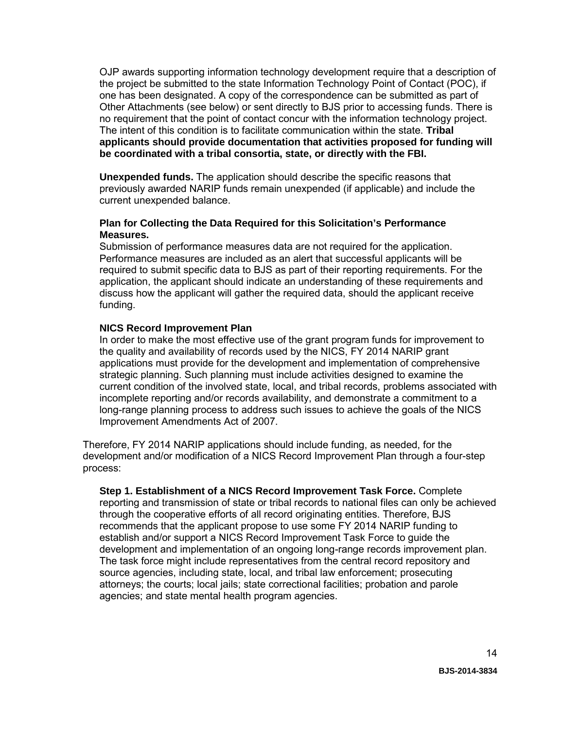OJP awards supporting information technology development require that a description of the project be submitted to the state Information Technology Point of Contact (POC), if one has been designated. A copy of the correspondence can be submitted as part of Other Attachments (see below) or sent directly to BJS prior to accessing funds. There is no requirement that the point of contact concur with the information technology project. The intent of this condition is to facilitate communication within the state. **Tribal applicants should provide documentation that activities proposed for funding will be coordinated with a tribal consortia, state, or directly with the FBI.**

**Unexpended funds.** The application should describe the specific reasons that previously awarded NARIP funds remain unexpended (if applicable) and include the current unexpended balance.

**Plan for Collecting the Data Required for this Solicitation's Performance Measures.**
Submission of performance measures data are not required for the application. Performance measures are included as an alert that successful applicants will be required to submit specific data to BJS as part of their reporting requirements. For the application, the applicant should indicate an understanding of these requirements and discuss how the applicant will gather the required data, should the applicant receive funding.

**NICS Record Improvement Plan**
In order to make the most effective use of the grant program funds for improvement to the quality and availability of records used by the NICS, FY 2014 NARIP grant applications must provide for the development and implementation of comprehensive strategic planning. Such planning must include activities designed to examine the current condition of the involved state, local, and tribal records, problems associated with incomplete reporting and/or records availability, and demonstrate a commitment to a long-range planning process to address such issues to achieve the goals of the NICS Improvement Amendments Act of 2007.

Therefore, FY 2014 NARIP applications should include funding, as needed, for the development and/or modification of a NICS Record Improvement Plan through a four-step process:

**Step 1. Establishment of a NICS Record Improvement Task Force.** Complete reporting and transmission of state or tribal records to national files can only be achieved through the cooperative efforts of all record originating entities. Therefore, BJS recommends that the applicant propose to use some FY 2014 NARIP funding to establish and/or support a NICS Record Improvement Task Force to guide the development and implementation of an ongoing long-range records improvement plan. The task force might include representatives from the central record repository and source agencies, including state, local, and tribal law enforcement; prosecuting attorneys; the courts; local jails; state correctional facilities; probation and parole agencies; and state mental health program agencies.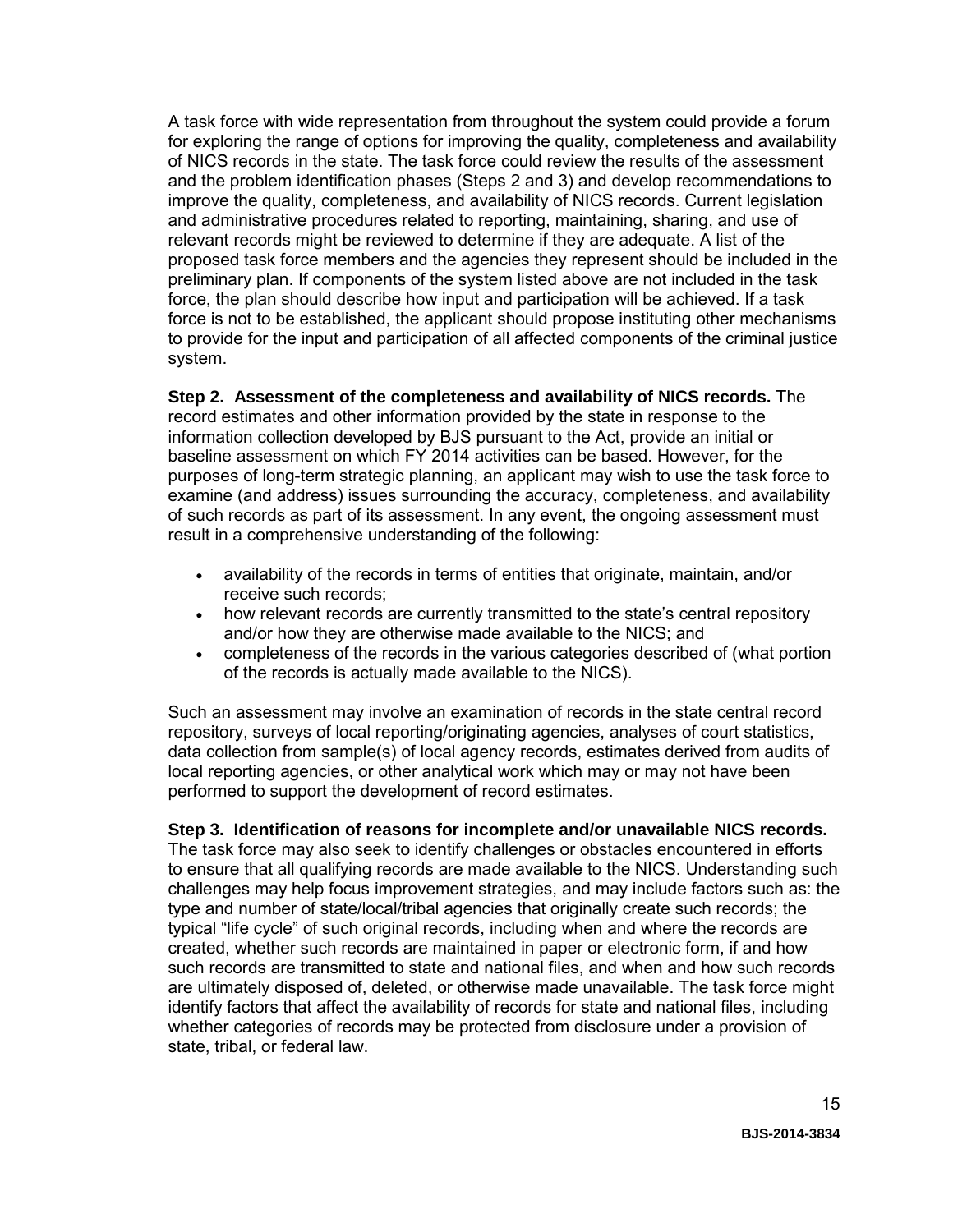A task force with wide representation from throughout the system could provide a forum for exploring the range of options for improving the quality, completeness and availability of NICS records in the state. The task force could review the results of the assessment and the problem identification phases (Steps 2 and 3) and develop recommendations to improve the quality, completeness, and availability of NICS records. Current legislation and administrative procedures related to reporting, maintaining, sharing, and use of relevant records might be reviewed to determine if they are adequate. A list of the proposed task force members and the agencies they represent should be included in the preliminary plan. If components of the system listed above are not included in the task force, the plan should describe how input and participation will be achieved. If a task force is not to be established, the applicant should propose instituting other mechanisms to provide for the input and participation of all affected components of the criminal justice system.

**Step 2. Assessment of the completeness and availability of NICS records.** The record estimates and other information provided by the state in response to the information collection developed by BJS pursuant to the Act, provide an initial or baseline assessment on which FY 2014 activities can be based. However, for the purposes of long-term strategic planning, an applicant may wish to use the task force to examine (and address) issues surrounding the accuracy, completeness, and availability of such records as part of its assessment. In any event, the ongoing assessment must result in a comprehensive understanding of the following:

- availability of the records in terms of entities that originate, maintain, and/or receive such records;
- how relevant records are currently transmitted to the state's central repository and/or how they are otherwise made available to the NICS; and
- completeness of the records in the various categories described of (what portion of the records is actually made available to the NICS).

Such an assessment may involve an examination of records in the state central record repository, surveys of local reporting/originating agencies, analyses of court statistics, data collection from sample(s) of local agency records, estimates derived from audits of local reporting agencies, or other analytical work which may or may not have been performed to support the development of record estimates.

**Step 3. Identification of reasons for incomplete and/or unavailable NICS records.** The task force may also seek to identify challenges or obstacles encountered in efforts to ensure that all qualifying records are made available to the NICS. Understanding such challenges may help focus improvement strategies, and may include factors such as: the type and number of state/local/tribal agencies that originally create such records; the typical "life cycle" of such original records, including when and where the records are created, whether such records are maintained in paper or electronic form, if and how such records are transmitted to state and national files, and when and how such records are ultimately disposed of, deleted, or otherwise made unavailable. The task force might identify factors that affect the availability of records for state and national files, including whether categories of records may be protected from disclosure under a provision of state, tribal, or federal law.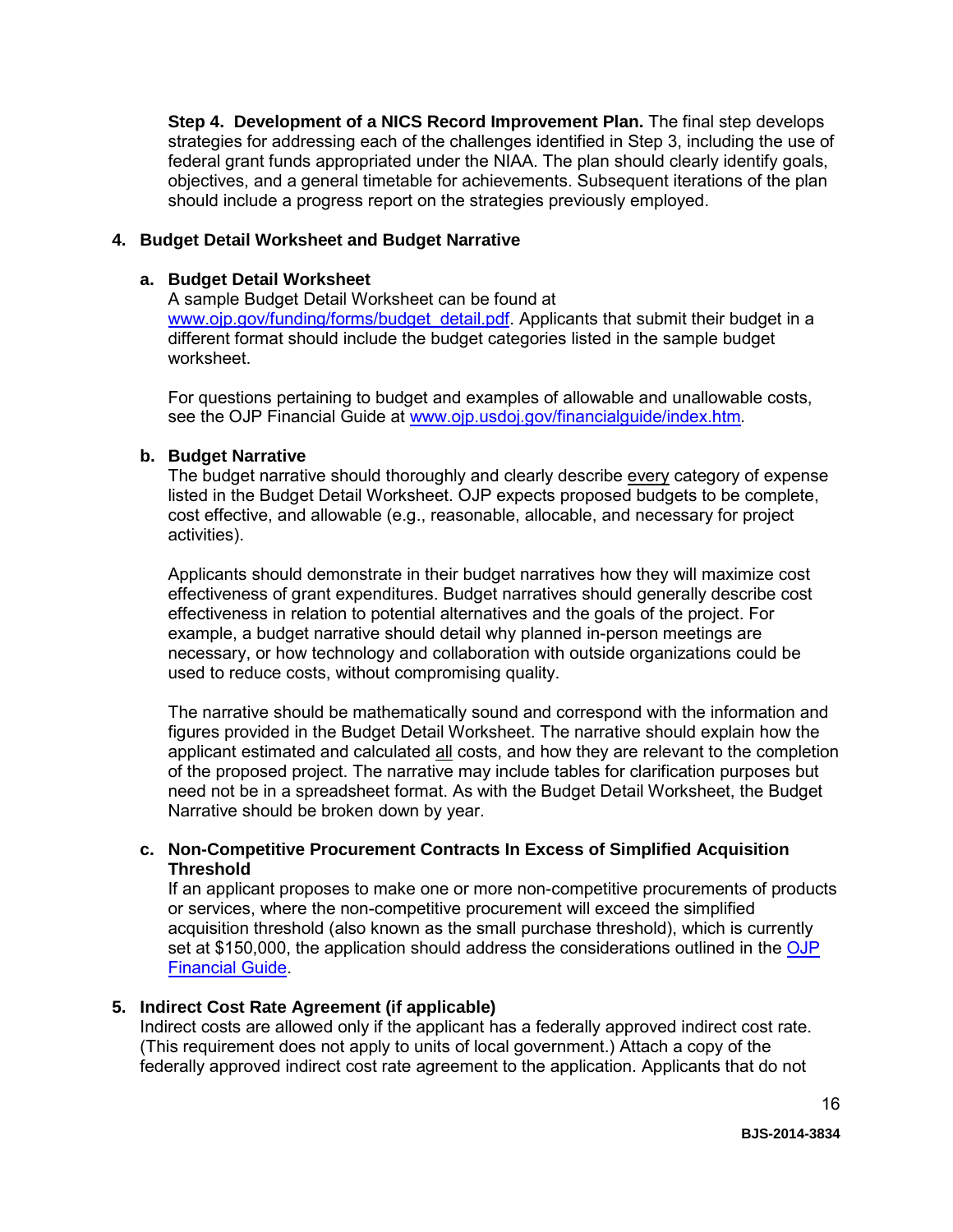**Step 4. Development of a NICS Record Improvement Plan.** The final step develops strategies for addressing each of the challenges identified in Step 3, including the use of federal grant funds appropriated under the NIAA. The plan should clearly identify goals, objectives, and a general timetable for achievements. Subsequent iterations of the plan should include a progress report on the strategies previously employed.

### 4. Budget Detail Worksheet and Budget Narrative

#### a. Budget Detail Worksheet

A sample Budget Detail Worksheet can be found at [www.ojp.gov/funding/forms/budget_detail.pdf](www.ojp.gov/funding/forms/budget_detail.pdf). Applicants that submit their budget in a different format should include the budget categories listed in the sample budget worksheet.

For questions pertaining to budget and examples of allowable and unallowable costs, see the OJP Financial Guide at [www.ojp.usdoj.gov/financialguide/index.htm](www.ojp.usdoj.gov/financialguide/index.htm).

#### b. Budget Narrative

The budget narrative should thoroughly and clearly describe every category of expense listed in the Budget Detail Worksheet. OJP expects proposed budgets to be complete, cost effective, and allowable (e.g., reasonable, allocable, and necessary for project activities).

Applicants should demonstrate in their budget narratives how they will maximize cost effectiveness of grant expenditures. Budget narratives should generally describe cost effectiveness in relation to potential alternatives and the goals of the project. For example, a budget narrative should detail why planned in-person meetings are necessary, or how technology and collaboration with outside organizations could be used to reduce costs, without compromising quality.

The narrative should be mathematically sound and correspond with the information and figures provided in the Budget Detail Worksheet. The narrative should explain how the applicant estimated and calculated all costs, and how they are relevant to the completion of the proposed project. The narrative may include tables for clarification purposes but need not be in a spreadsheet format. As with the Budget Detail Worksheet, the Budget Narrative should be broken down by year.

#### c. Non-Competitive Procurement Contracts In Excess of Simplified Acquisition Threshold

If an applicant proposes to make one or more non-competitive procurements of products or services, where the non-competitive procurement will exceed the simplified acquisition threshold (also known as the small purchase threshold), which is currently set at $150,000, the application should address the considerations outlined in the OJP Financial Guide.

### 5. Indirect Cost Rate Agreement (if applicable)

Indirect costs are allowed only if the applicant has a federally approved indirect cost rate. (This requirement does not apply to units of local government.) Attach a copy of the federally approved indirect cost rate agreement to the application. Applicants that do not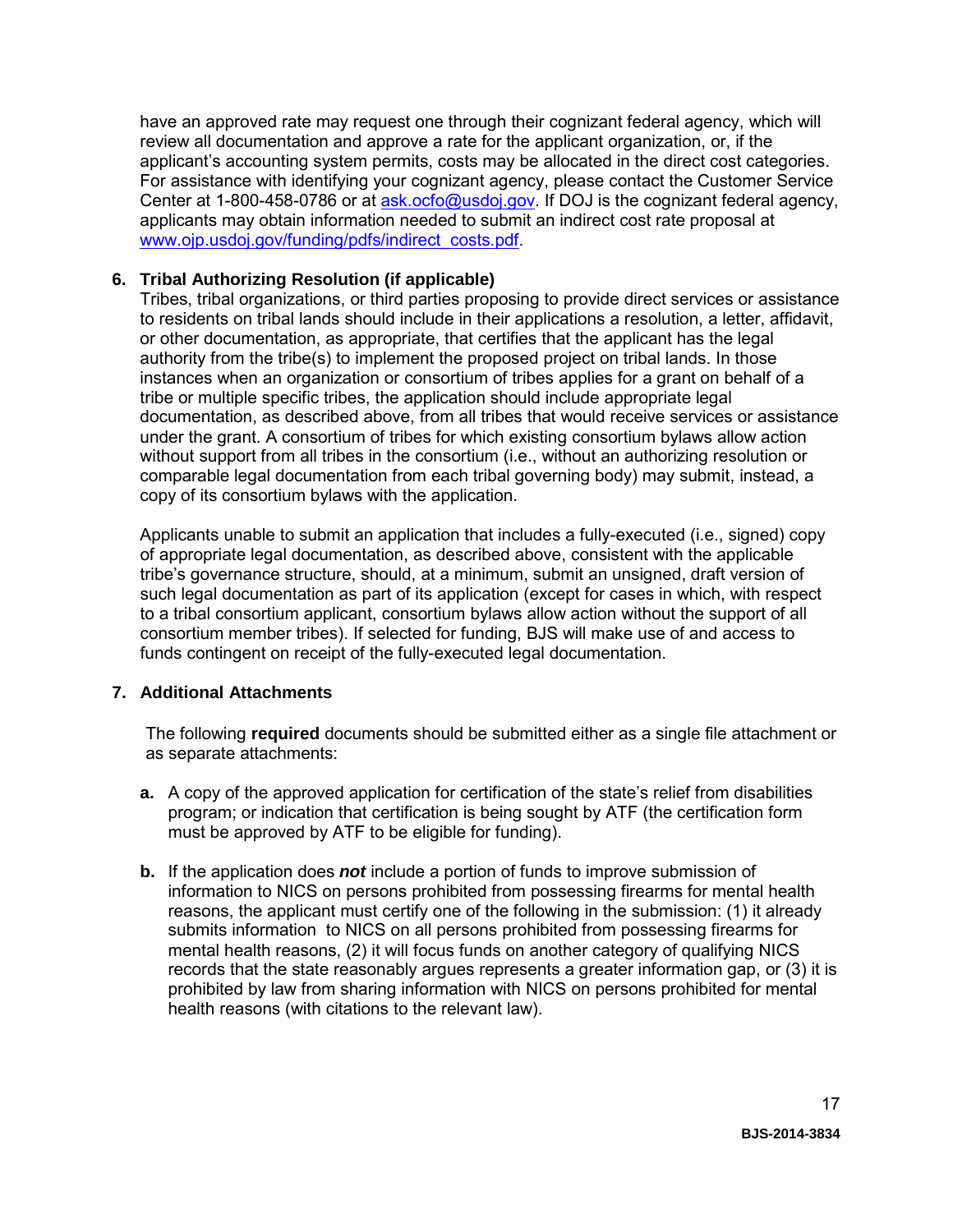have an approved rate may request one through their cognizant federal agency, which will review all documentation and approve a rate for the applicant organization, or, if the applicant's accounting system permits, costs may be allocated in the direct cost categories. For assistance with identifying your cognizant agency, please contact the Customer Service Center at 1-800-458-0786 or at [ask.ocfo@usdoj.gov](mailto:ask.ocfo@usdoj.gov). If DOJ is the cognizant federal agency, applicants may obtain information needed to submit an indirect cost rate proposal at [www.ojp.usdoj.gov/funding/pdfs/indirect_costs.pdf](www.ojp.usdoj.gov/funding/pdfs/indirect_costs.pdf).

**6. Tribal Authorizing Resolution (if applicable)**

Tribes, tribal organizations, or third parties proposing to provide direct services or assistance to residents on tribal lands should include in their applications a resolution, a letter, affidavit, or other documentation, as appropriate, that certifies that the applicant has the legal authority from the tribe(s) to implement the proposed project on tribal lands. In those instances when an organization or consortium of tribes applies for a grant on behalf of a tribe or multiple specific tribes, the application should include appropriate legal documentation, as described above, from all tribes that would receive services or assistance under the grant. A consortium of tribes for which existing consortium bylaws allow action without support from all tribes in the consortium (i.e., without an authorizing resolution or comparable legal documentation from each tribal governing body) may submit, instead, a copy of its consortium bylaws with the application.

Applicants unable to submit an application that includes a fully-executed (i.e., signed) copy of appropriate legal documentation, as described above, consistent with the applicable tribe's governance structure, should, at a minimum, submit an unsigned, draft version of such legal documentation as part of its application (except for cases in which, with respect to a tribal consortium applicant, consortium bylaws allow action without the support of all consortium member tribes). If selected for funding, BJS will make use of and access to funds contingent on receipt of the fully-executed legal documentation.

**7. Additional Attachments**

The following **required** documents should be submitted either as a single file attachment or as separate attachments:

**a.** A copy of the approved application for certification of the state's relief from disabilities program; or indication that certification is being sought by ATF (the certification form must be approved by ATF to be eligible for funding).

**b.** If the application does ***not*** include a portion of funds to improve submission of information to NICS on persons prohibited from possessing firearms for mental health reasons, the applicant must certify one of the following in the submission: (1) it already submits information to NICS on all persons prohibited from possessing firearms for mental health reasons, (2) it will focus funds on another category of qualifying NICS records that the state reasonably argues represents a greater information gap, or (3) it is prohibited by law from sharing information with NICS on persons prohibited for mental health reasons (with citations to the relevant law).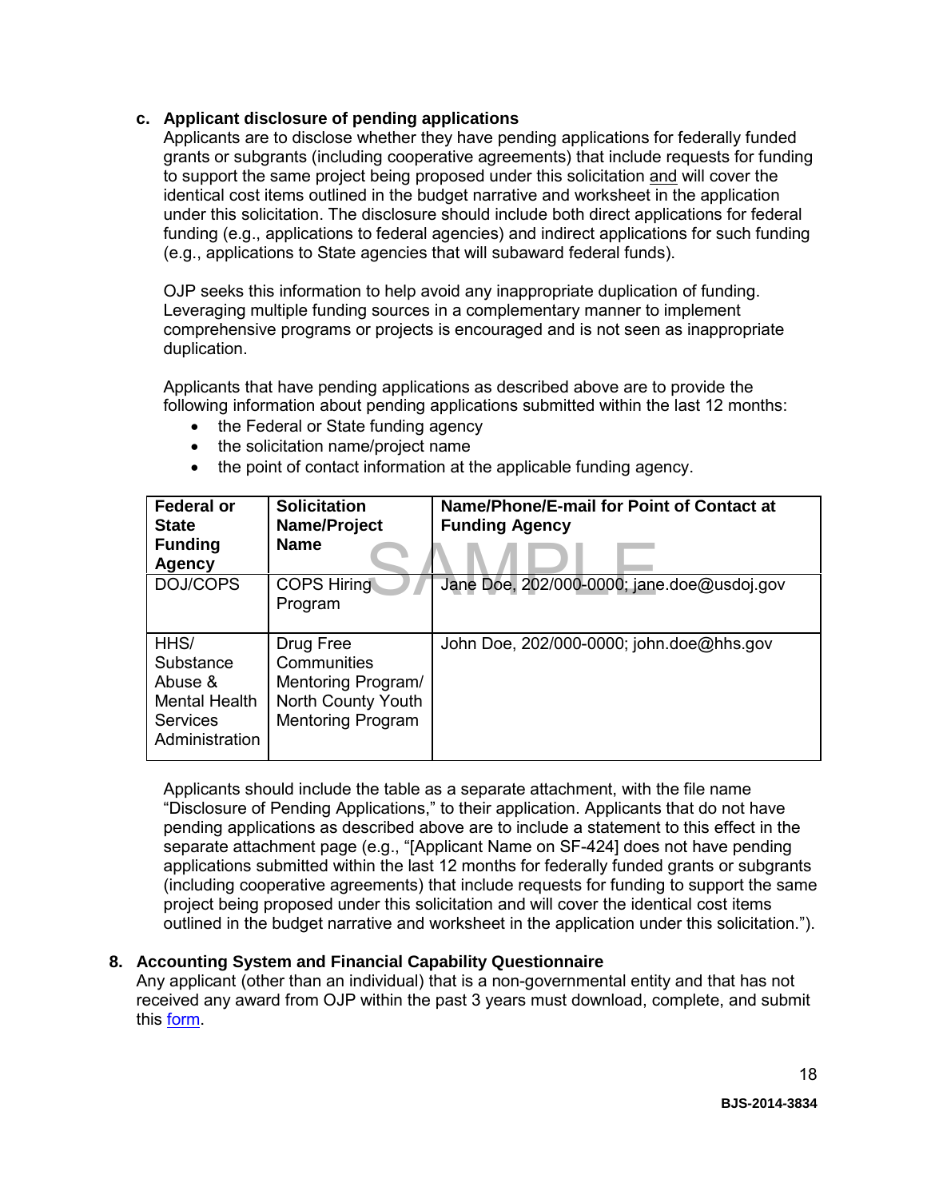**c. Applicant disclosure of pending applications**

Applicants are to disclose whether they have pending applications for federally funded grants or subgrants (including cooperative agreements) that include requests for funding to support the same project being proposed under this solicitation and will cover the identical cost items outlined in the budget narrative and worksheet in the application under this solicitation. The disclosure should include both direct applications for federal funding (e.g., applications to federal agencies) and indirect applications for such funding (e.g., applications to State agencies that will subaward federal funds).

OJP seeks this information to help avoid any inappropriate duplication of funding. Leveraging multiple funding sources in a complementary manner to implement comprehensive programs or projects is encouraged and is not seen as inappropriate duplication.

Applicants that have pending applications as described above are to provide the following information about pending applications submitted within the last 12 months:

- the Federal or State funding agency
- the solicitation name/project name
- the point of contact information at the applicable funding agency.

| Federal or State Funding Agency | Solicitation Name/Project Name | Name/Phone/E-mail for Point of Contact at Funding Agency |
|---|---|---|
| DOJ/COPS | COPS Hiring Program | Jane Doe, 202/000-0000; jane.doe@usdoj.gov |
| HHS/ Substance Abuse & Mental Health Services Administration | Drug Free Communities Mentoring Program/ North County Youth Mentoring Program | John Doe, 202/000-0000; john.doe@hhs.gov |

SAMPLE

Applicants should include the table as a separate attachment, with the file name "Disclosure of Pending Applications," to their application. Applicants that do not have pending applications as described above are to include a statement to this effect in the separate attachment page (e.g., "[Applicant Name on SF-424] does not have pending applications submitted within the last 12 months for federally funded grants or subgrants (including cooperative agreements) that include requests for funding to support the same project being proposed under this solicitation and will cover the identical cost items outlined in the budget narrative and worksheet in the application under this solicitation.").

**8. Accounting System and Financial Capability Questionnaire**

Any applicant (other than an individual) that is a non-governmental entity and that has not received any award from OJP within the past 3 years must download, complete, and submit this form.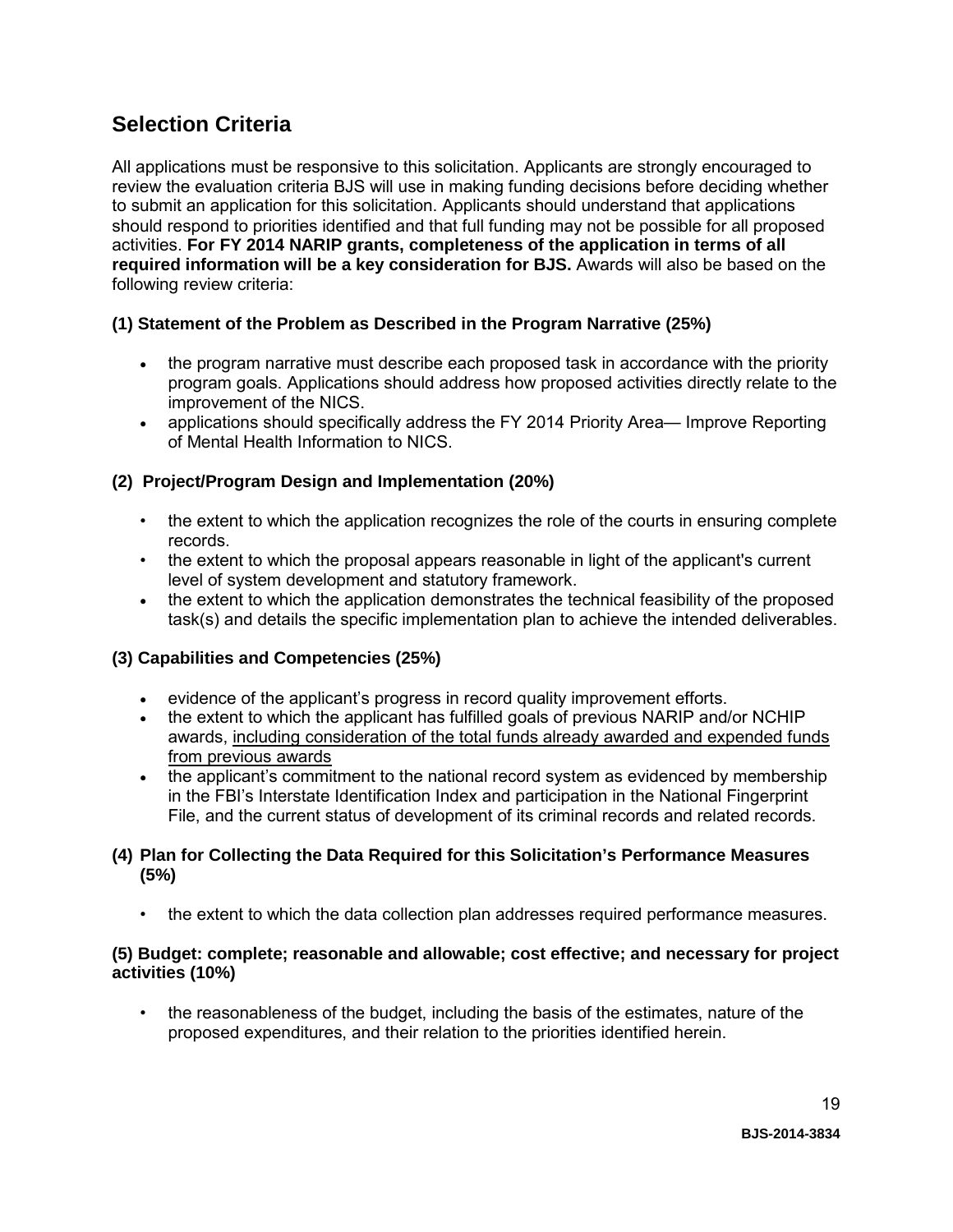## Selection Criteria

All applications must be responsive to this solicitation. Applicants are strongly encouraged to review the evaluation criteria BJS will use in making funding decisions before deciding whether to submit an application for this solicitation. Applicants should understand that applications should respond to priorities identified and that full funding may not be possible for all proposed activities. **For FY 2014 NARIP grants, completeness of the application in terms of all required information will be a key consideration for BJS.** Awards will also be based on the following review criteria:

**(1) Statement of the Problem as Described in the Program Narrative (25%)**

- the program narrative must describe each proposed task in accordance with the priority program goals. Applications should address how proposed activities directly relate to the improvement of the NICS.
- applications should specifically address the FY 2014 Priority Area— Improve Reporting of Mental Health Information to NICS.

**(2) Project/Program Design and Implementation (20%)**

- the extent to which the application recognizes the role of the courts in ensuring complete records.
- the extent to which the proposal appears reasonable in light of the applicant's current level of system development and statutory framework.
- the extent to which the application demonstrates the technical feasibility of the proposed task(s) and details the specific implementation plan to achieve the intended deliverables.

**(3) Capabilities and Competencies (25%)**

- evidence of the applicant's progress in record quality improvement efforts.
- the extent to which the applicant has fulfilled goals of previous NARIP and/or NCHIP awards, <u>including consideration of the total funds already awarded and expended funds from previous awards</u>
- the applicant's commitment to the national record system as evidenced by membership in the FBI's Interstate Identification Index and participation in the National Fingerprint File, and the current status of development of its criminal records and related records.

**(4) Plan for Collecting the Data Required for this Solicitation's Performance Measures (5%)**

- the extent to which the data collection plan addresses required performance measures.

**(5) Budget: complete; reasonable and allowable; cost effective; and necessary for project activities (10%)**

- the reasonableness of the budget, including the basis of the estimates, nature of the proposed expenditures, and their relation to the priorities identified herein.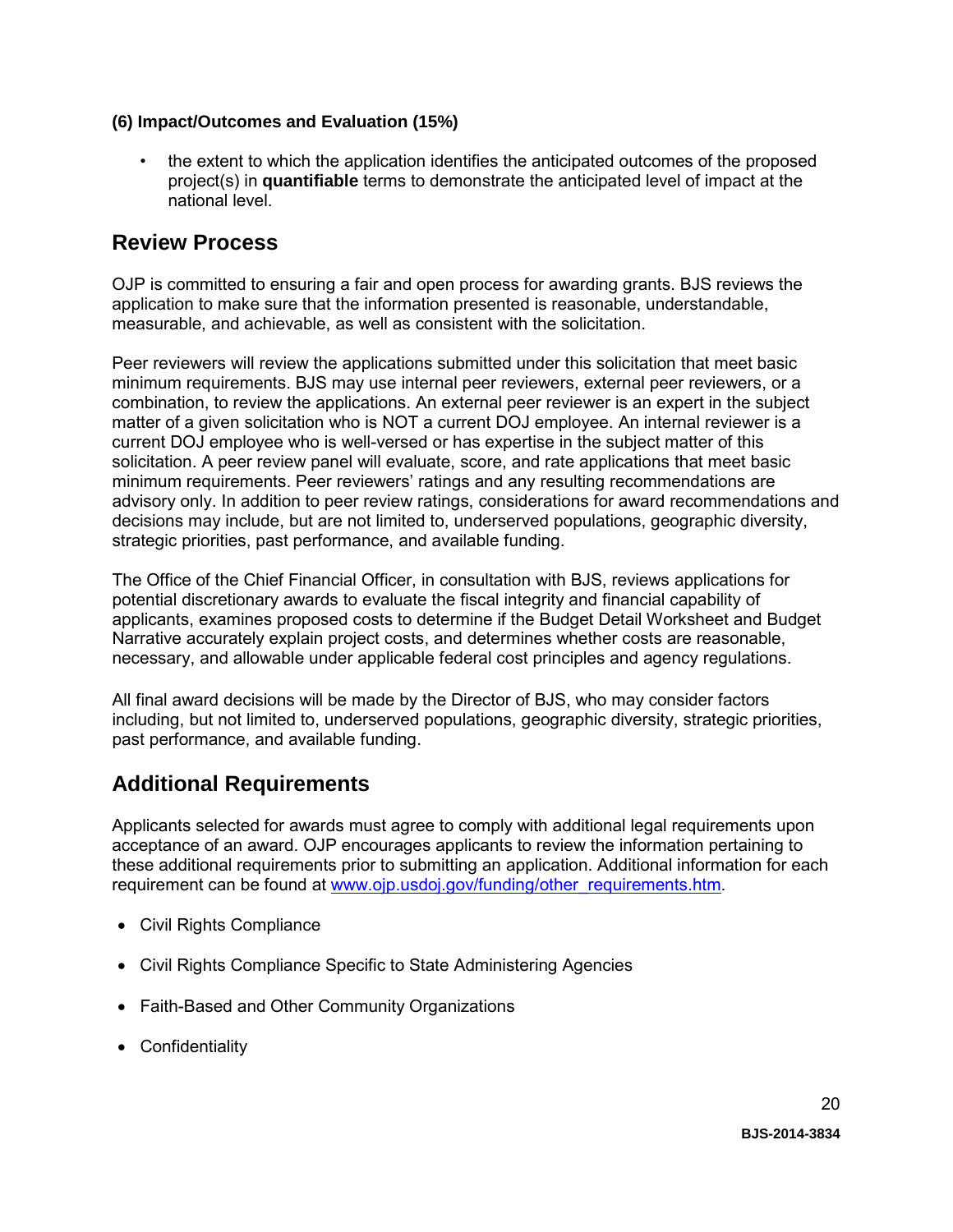**(6) Impact/Outcomes and Evaluation (15%)**

- the extent to which the application identifies the anticipated outcomes of the proposed project(s) in **quantifiable** terms to demonstrate the anticipated level of impact at the national level.

## Review Process

OJP is committed to ensuring a fair and open process for awarding grants. BJS reviews the application to make sure that the information presented is reasonable, understandable, measurable, and achievable, as well as consistent with the solicitation.

Peer reviewers will review the applications submitted under this solicitation that meet basic minimum requirements. BJS may use internal peer reviewers, external peer reviewers, or a combination, to review the applications. An external peer reviewer is an expert in the subject matter of a given solicitation who is NOT a current DOJ employee. An internal reviewer is a current DOJ employee who is well-versed or has expertise in the subject matter of this solicitation. A peer review panel will evaluate, score, and rate applications that meet basic minimum requirements. Peer reviewers' ratings and any resulting recommendations are advisory only. In addition to peer review ratings, considerations for award recommendations and decisions may include, but are not limited to, underserved populations, geographic diversity, strategic priorities, past performance, and available funding.

The Office of the Chief Financial Officer, in consultation with BJS, reviews applications for potential discretionary awards to evaluate the fiscal integrity and financial capability of applicants, examines proposed costs to determine if the Budget Detail Worksheet and Budget Narrative accurately explain project costs, and determines whether costs are reasonable, necessary, and allowable under applicable federal cost principles and agency regulations.

All final award decisions will be made by the Director of BJS, who may consider factors including, but not limited to, underserved populations, geographic diversity, strategic priorities, past performance, and available funding.

## Additional Requirements

Applicants selected for awards must agree to comply with additional legal requirements upon acceptance of an award. OJP encourages applicants to review the information pertaining to these additional requirements prior to submitting an application. Additional information for each requirement can be found at [www.ojp.usdoj.gov/funding/other_requirements.htm](www.ojp.usdoj.gov/funding/other_requirements.htm).

- Civil Rights Compliance
- Civil Rights Compliance Specific to State Administering Agencies
- Faith-Based and Other Community Organizations
- Confidentiality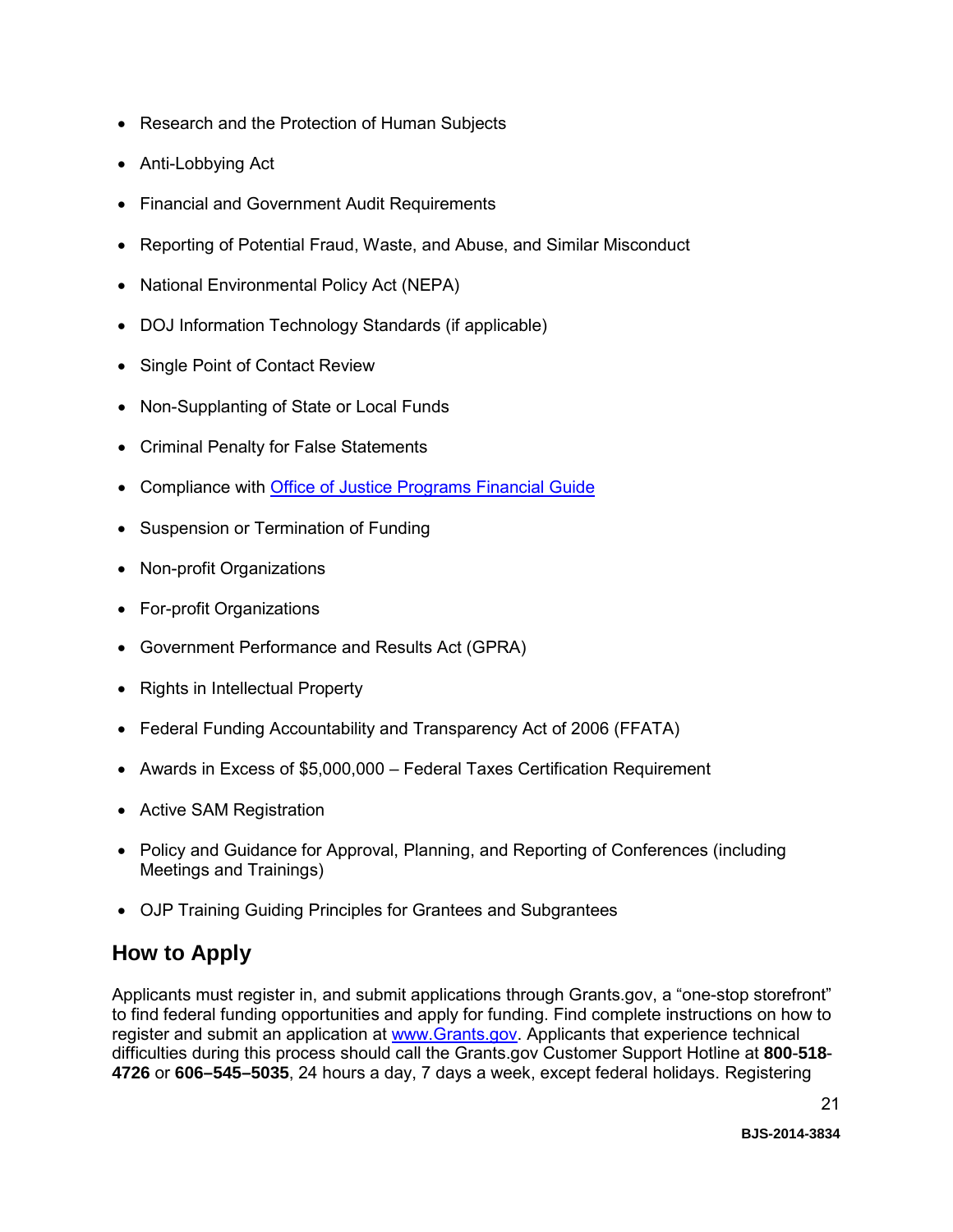- Research and the Protection of Human Subjects
- Anti-Lobbying Act
- Financial and Government Audit Requirements
- Reporting of Potential Fraud, Waste, and Abuse, and Similar Misconduct
- National Environmental Policy Act (NEPA)
- DOJ Information Technology Standards (if applicable)
- Single Point of Contact Review
- Non-Supplanting of State or Local Funds
- Criminal Penalty for False Statements
- Compliance with Office of Justice Programs Financial Guide
- Suspension or Termination of Funding
- Non-profit Organizations
- For-profit Organizations
- Government Performance and Results Act (GPRA)
- Rights in Intellectual Property
- Federal Funding Accountability and Transparency Act of 2006 (FFATA)
- Awards in Excess of $5,000,000 – Federal Taxes Certification Requirement
- Active SAM Registration
- Policy and Guidance for Approval, Planning, and Reporting of Conferences (including Meetings and Trainings)
- OJP Training Guiding Principles for Grantees and Subgrantees

## How to Apply

Applicants must register in, and submit applications through Grants.gov, a "one-stop storefront" to find federal funding opportunities and apply for funding. Find complete instructions on how to register and submit an application at www.Grants.gov. Applicants that experience technical difficulties during this process should call the Grants.gov Customer Support Hotline at **800-518-4726** or **606–545–5035**, 24 hours a day, 7 days a week, except federal holidays. Registering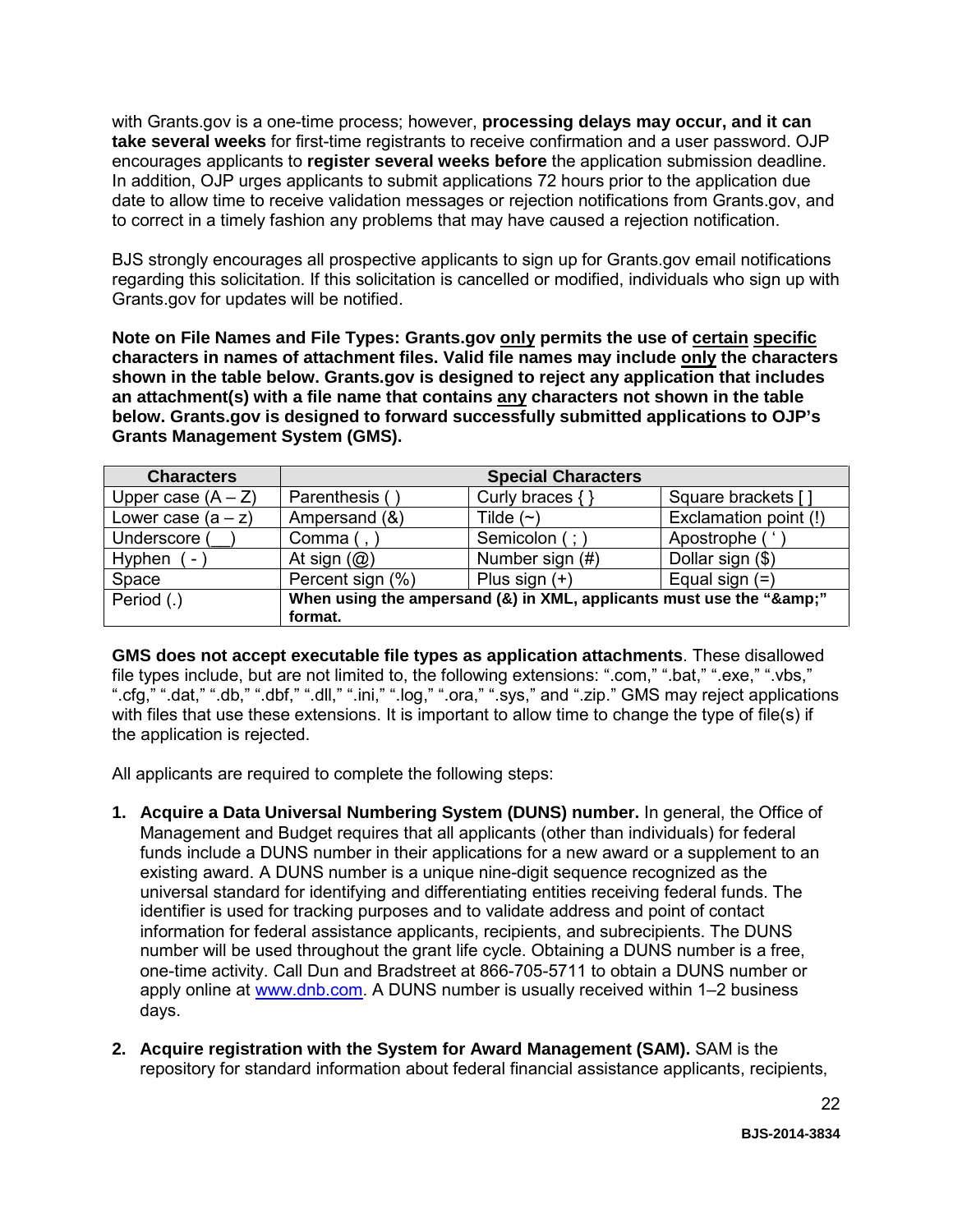with Grants.gov is a one-time process; however, **processing delays may occur, and it can take several weeks** for first-time registrants to receive confirmation and a user password. OJP encourages applicants to **register several weeks before** the application submission deadline. In addition, OJP urges applicants to submit applications 72 hours prior to the application due date to allow time to receive validation messages or rejection notifications from Grants.gov, and to correct in a timely fashion any problems that may have caused a rejection notification.

BJS strongly encourages all prospective applicants to sign up for Grants.gov email notifications regarding this solicitation. If this solicitation is cancelled or modified, individuals who sign up with Grants.gov for updates will be notified.

**Note on File Names and File Types: Grants.gov only permits the use of certain specific characters in names of attachment files. Valid file names may include only the characters shown in the table below. Grants.gov is designed to reject any application that includes an attachment(s) with a file name that contains any characters not shown in the table below. Grants.gov is designed to forward successfully submitted applications to OJP's Grants Management System (GMS).**

| Characters | Special Characters | | |
|---|---|---|---|
| Upper case (A – Z) | Parenthesis ( ) | Curly braces { } | Square brackets [ ] |
| Lower case (a – z) | Ampersand (&) | Tilde (~) | Exclamation point (!) |
| Underscore (__) | Comma ( , ) | Semicolon ( ; ) | Apostrophe ( ' ) |
| Hyphen ( - ) | At sign (@) | Number sign (#) | Dollar sign ($) |
| Space | Percent sign (%) | Plus sign (+) | Equal sign (=) |
| Period (.) | **When using the ampersand (&) in XML, applicants must use the "&amp;" format.** | | |

**GMS does not accept executable file types as application attachments**. These disallowed file types include, but are not limited to, the following extensions: ".com," ".bat," ".exe," ".vbs," ".cfg," ".dat," ".db," ".dbf," ".dll," ".ini," ".log," ".ora," ".sys," and ".zip." GMS may reject applications with files that use these extensions. It is important to allow time to change the type of file(s) if the application is rejected.

All applicants are required to complete the following steps:

1. **Acquire a Data Universal Numbering System (DUNS) number.** In general, the Office of Management and Budget requires that all applicants (other than individuals) for federal funds include a DUNS number in their applications for a new award or a supplement to an existing award. A DUNS number is a unique nine-digit sequence recognized as the universal standard for identifying and differentiating entities receiving federal funds. The identifier is used for tracking purposes and to validate address and point of contact information for federal assistance applicants, recipients, and subrecipients. The DUNS number will be used throughout the grant life cycle. Obtaining a DUNS number is a free, one-time activity. Call Dun and Bradstreet at 866-705-5711 to obtain a DUNS number or apply online at www.dnb.com. A DUNS number is usually received within 1–2 business days.

2. **Acquire registration with the System for Award Management (SAM).** SAM is the repository for standard information about federal financial assistance applicants, recipients,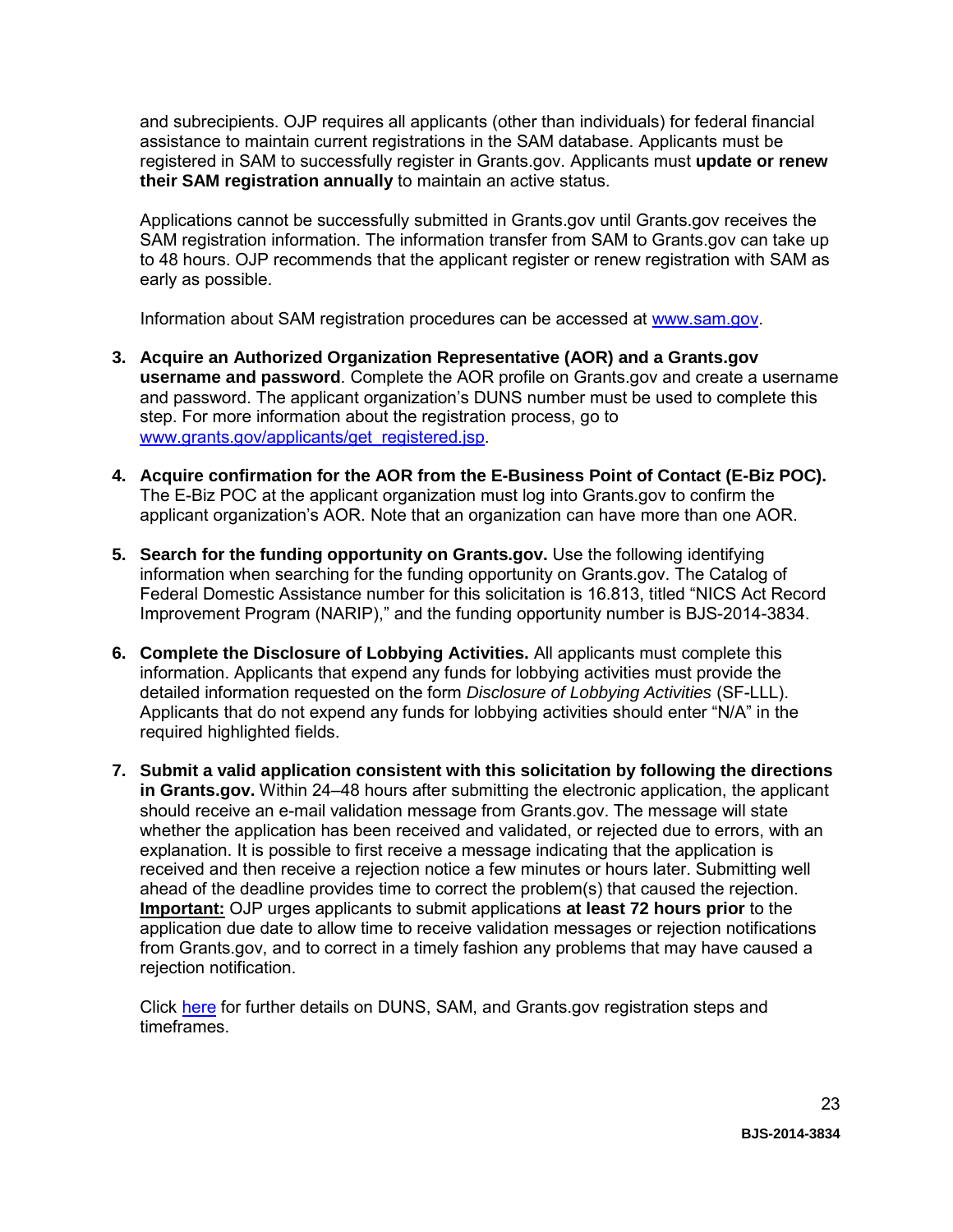and subrecipients. OJP requires all applicants (other than individuals) for federal financial assistance to maintain current registrations in the SAM database. Applicants must be registered in SAM to successfully register in Grants.gov. Applicants must **update or renew their SAM registration annually** to maintain an active status.

Applications cannot be successfully submitted in Grants.gov until Grants.gov receives the SAM registration information. The information transfer from SAM to Grants.gov can take up to 48 hours. OJP recommends that the applicant register or renew registration with SAM as early as possible.

Information about SAM registration procedures can be accessed at [www.sam.gov](www.sam.gov).

3. **Acquire an Authorized Organization Representative (AOR) and a Grants.gov username and password**. Complete the AOR profile on Grants.gov and create a username and password. The applicant organization's DUNS number must be used to complete this step. For more information about the registration process, go to [www.grants.gov/applicants/get_registered.jsp](www.grants.gov/applicants/get_registered.jsp).

4. **Acquire confirmation for the AOR from the E-Business Point of Contact (E-Biz POC).** The E-Biz POC at the applicant organization must log into Grants.gov to confirm the applicant organization's AOR. Note that an organization can have more than one AOR.

5. **Search for the funding opportunity on Grants.gov.** Use the following identifying information when searching for the funding opportunity on Grants.gov. The Catalog of Federal Domestic Assistance number for this solicitation is 16.813, titled "NICS Act Record Improvement Program (NARIP)," and the funding opportunity number is BJS-2014-3834.

6. **Complete the Disclosure of Lobbying Activities.** All applicants must complete this information. Applicants that expend any funds for lobbying activities must provide the detailed information requested on the form *Disclosure of Lobbying Activities* (SF-LLL). Applicants that do not expend any funds for lobbying activities should enter "N/A" in the required highlighted fields.

7. **Submit a valid application consistent with this solicitation by following the directions in Grants.gov.** Within 24–48 hours after submitting the electronic application, the applicant should receive an e-mail validation message from Grants.gov. The message will state whether the application has been received and validated, or rejected due to errors, with an explanation. It is possible to first receive a message indicating that the application is received and then receive a rejection notice a few minutes or hours later. Submitting well ahead of the deadline provides time to correct the problem(s) that caused the rejection. **Important:** OJP urges applicants to submit applications **at least 72 hours prior** to the application due date to allow time to receive validation messages or rejection notifications from Grants.gov, and to correct in a timely fashion any problems that may have caused a rejection notification.

Click here for further details on DUNS, SAM, and Grants.gov registration steps and timeframes.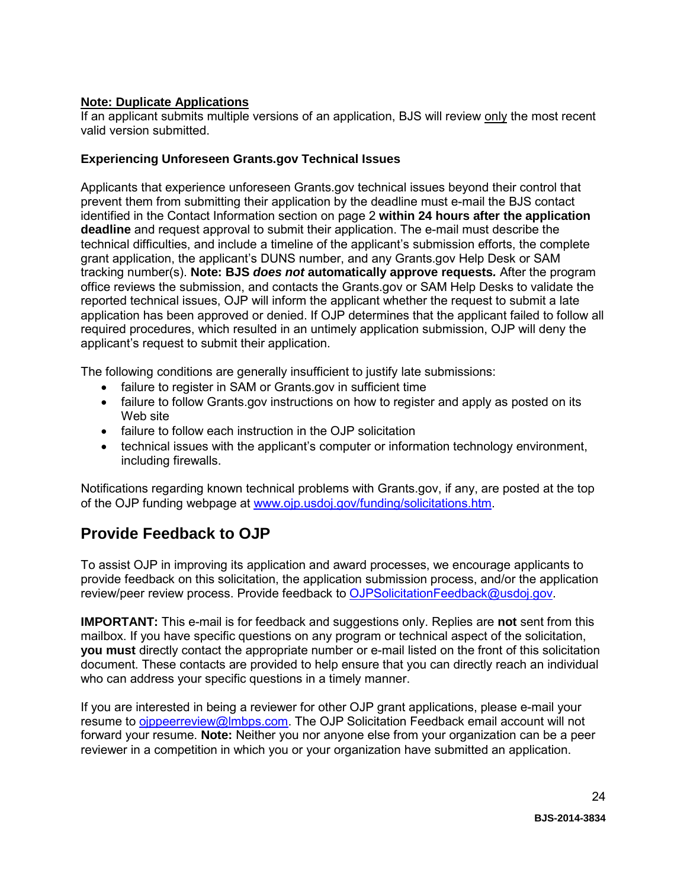**<u>Note: Duplicate Applications</u>**
If an applicant submits multiple versions of an application, BJS will review <u>only</u> the most recent valid version submitted.

**Experiencing Unforeseen Grants.gov Technical Issues**

Applicants that experience unforeseen Grants.gov technical issues beyond their control that prevent them from submitting their application by the deadline must e-mail the BJS contact identified in the Contact Information section on page 2 **within 24 hours after the application deadline** and request approval to submit their application. The e-mail must describe the technical difficulties, and include a timeline of the applicant's submission efforts, the complete grant application, the applicant's DUNS number, and any Grants.gov Help Desk or SAM tracking number(s). **Note: BJS *does not* automatically approve requests.** After the program office reviews the submission, and contacts the Grants.gov or SAM Help Desks to validate the reported technical issues, OJP will inform the applicant whether the request to submit a late application has been approved or denied. If OJP determines that the applicant failed to follow all required procedures, which resulted in an untimely application submission, OJP will deny the applicant's request to submit their application.

The following conditions are generally insufficient to justify late submissions:

- failure to register in SAM or Grants.gov in sufficient time
- failure to follow Grants.gov instructions on how to register and apply as posted on its Web site
- failure to follow each instruction in the OJP solicitation
- technical issues with the applicant's computer or information technology environment, including firewalls.

Notifications regarding known technical problems with Grants.gov, if any, are posted at the top of the OJP funding webpage at [www.ojp.usdoj.gov/funding/solicitations.htm](http://www.ojp.usdoj.gov/funding/solicitations.htm).

## Provide Feedback to OJP

To assist OJP in improving its application and award processes, we encourage applicants to provide feedback on this solicitation, the application submission process, and/or the application review/peer review process. Provide feedback to [OJPSolicitationFeedback@usdoj.gov](mailto:OJPSolicitationFeedback@usdoj.gov).

**IMPORTANT:** This e-mail is for feedback and suggestions only. Replies are **not** sent from this mailbox. If you have specific questions on any program or technical aspect of the solicitation, **you must** directly contact the appropriate number or e-mail listed on the front of this solicitation document. These contacts are provided to help ensure that you can directly reach an individual who can address your specific questions in a timely manner.

If you are interested in being a reviewer for other OJP grant applications, please e-mail your resume to [ojppeerreview@lmbps.com](mailto:ojppeerreview@lmbps.com). The OJP Solicitation Feedback email account will not forward your resume. **Note:** Neither you nor anyone else from your organization can be a peer reviewer in a competition in which you or your organization have submitted an application.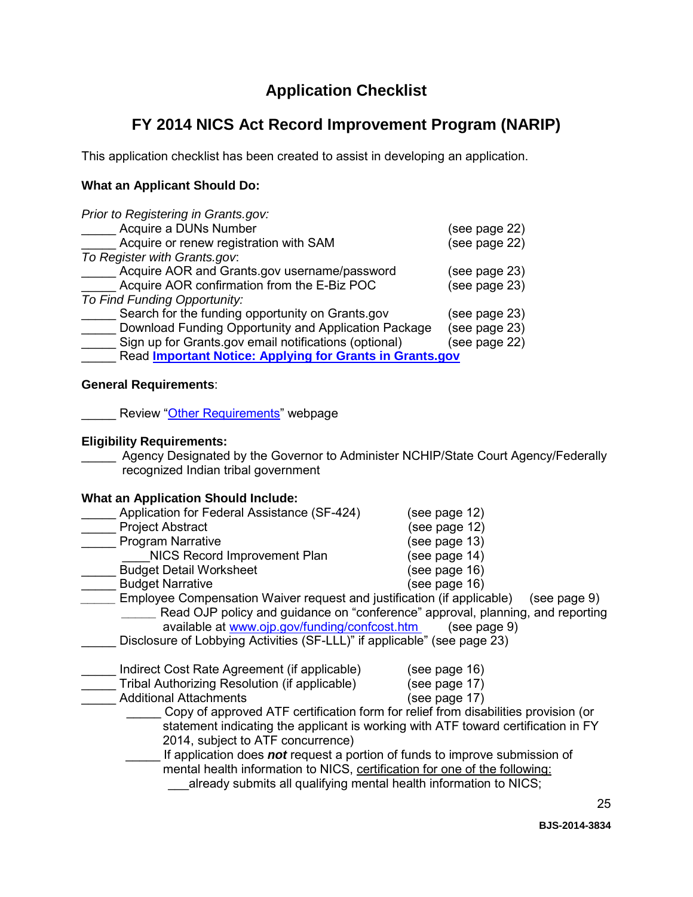# Application Checklist

## FY 2014 NICS Act Record Improvement Program (NARIP)

This application checklist has been created to assist in developing an application.

**What an Applicant Should Do:**

*Prior to Registering in Grants.gov:*

_____ Acquire a DUNs Number (see page 22)
_____ Acquire or renew registration with SAM (see page 22)

*To Register with Grants.gov*:

_____ Acquire AOR and Grants.gov username/password (see page 23)
_____ Acquire AOR confirmation from the E-Biz POC (see page 23)

*To Find Funding Opportunity:*

_____ Search for the funding opportunity on Grants.gov (see page 23)
_____ Download Funding Opportunity and Application Package (see page 23)
_____ Sign up for Grants.gov email notifications (optional) (see page 22)
_____ Read **Important Notice: Applying for Grants in Grants.gov**

**General Requirements**:

_____ Review "Other Requirements" webpage

**Eligibility Requirements:**

_____ Agency Designated by the Governor to Administer NCHIP/State Court Agency/Federally recognized Indian tribal government

**What an Application Should Include:**

_____ Application for Federal Assistance (SF-424) (see page 12)
_____ Project Abstract (see page 12)
_____ Program Narrative (see page 13)
    ____NICS Record Improvement Plan (see page 14)
_____ Budget Detail Worksheet (see page 16)
_____ Budget Narrative (see page 16)
_____ Employee Compensation Waiver request and justification (if applicable) (see page 9)
    _____ Read OJP policy and guidance on "conference" approval, planning, and reporting available at www.ojp.gov/funding/confcost.htm (see page 9)
_____ Disclosure of Lobbying Activities (SF-LLL)" if applicable" (see page 23)

_____ Indirect Cost Rate Agreement (if applicable) (see page 16)
_____ Tribal Authorizing Resolution (if applicable) (see page 17)
_____ Additional Attachments (see page 17)
    _____ Copy of approved ATF certification form for relief from disabilities provision (or statement indicating the applicant is working with ATF toward certification in FY 2014, subject to ATF concurrence)
    _____ If application does ***not*** request a portion of funds to improve submission of mental health information to NICS, certification for one of the following:
        ___already submits all qualifying mental health information to NICS;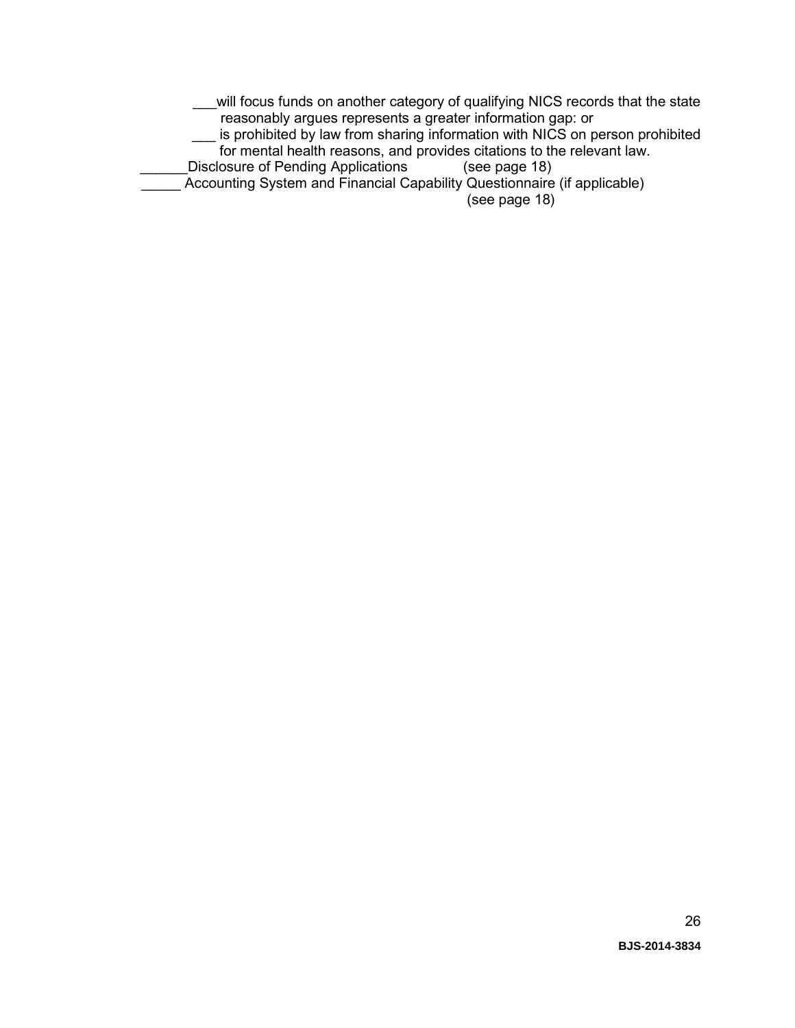___will focus funds on another category of qualifying NICS records that the state reasonably argues represents a greater information gap: or

___ is prohibited by law from sharing information with NICS on person prohibited for mental health reasons, and provides citations to the relevant law.

______Disclosure of Pending Applications (see page 18)

_____ Accounting System and Financial Capability Questionnaire (if applicable) (see page 18)

BJS-2014-3834